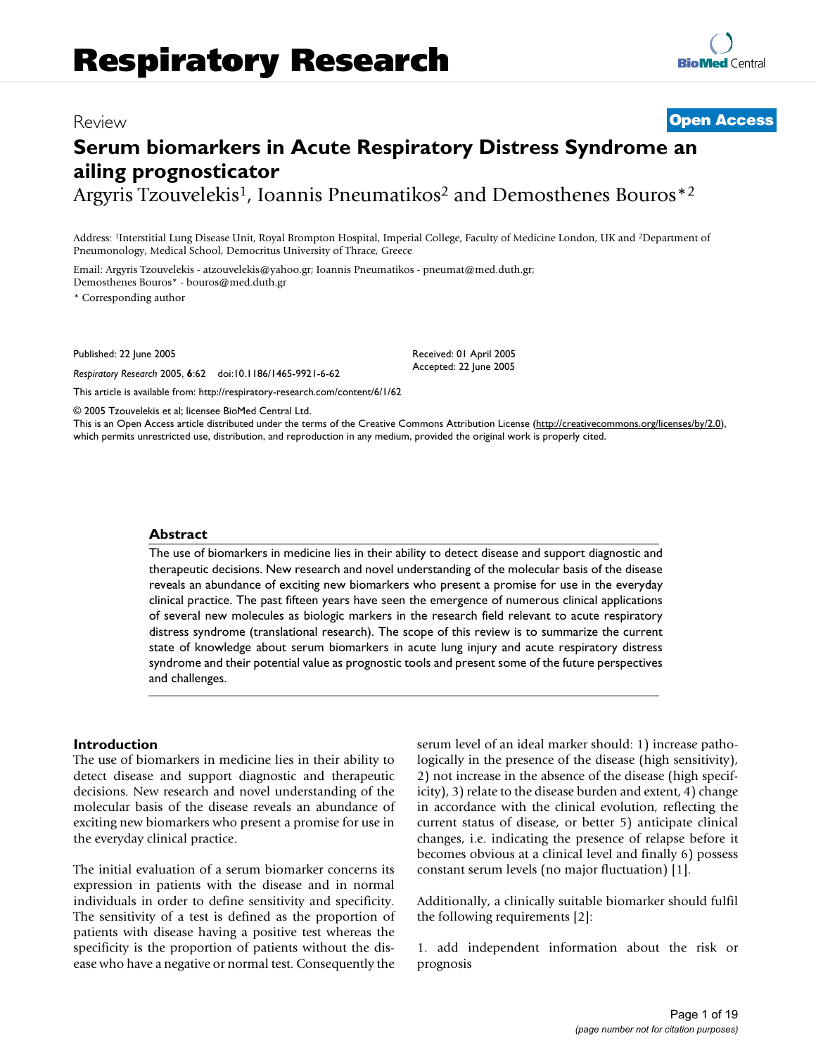Review

**Open Access**

# Serum biomarkers in Acute Respiratory Distress Syndrome an ailing prognosticator

Argyris Tzouvelekis[1], Ioannis Pneumatikos[2] and Demosthenes Bouros*[2]

Address: [1]Interstitial Lung Disease Unit, Royal Brompton Hospital, Imperial College, Faculty of Medicine London, UK and [2]Department of Pneumonology, Medical School, Democritus University of Thrace, Greece

Email: Argyris Tzouvelekis - atzouvelekis@yahoo.gr; Ioannis Pneumatikos - pneumat@med.duth.gr; Demosthenes Bouros* - bouros@med.duth.gr

\* Corresponding author

Published: 22 June 2005

*Respiratory Research* 2005, **6**:62 doi:10.1186/1465-9921-6-62

Received: 01 April 2005
Accepted: 22 June 2005

This article is available from: http://respiratory-research.com/content/6/1/62

© 2005 Tzouvelekis et al; licensee BioMed Central Ltd.
This is an Open Access article distributed under the terms of the Creative Commons Attribution License (http://creativecommons.org/licenses/by/2.0), which permits unrestricted use, distribution, and reproduction in any medium, provided the original work is properly cited.

## Abstract

The use of biomarkers in medicine lies in their ability to detect disease and support diagnostic and therapeutic decisions. New research and novel understanding of the molecular basis of the disease reveals an abundance of exciting new biomarkers who present a promise for use in the everyday clinical practice. The past fifteen years have seen the emergence of numerous clinical applications of several new molecules as biologic markers in the research field relevant to acute respiratory distress syndrome (translational research). The scope of this review is to summarize the current state of knowledge about serum biomarkers in acute lung injury and acute respiratory distress syndrome and their potential value as prognostic tools and present some of the future perspectives and challenges.

## Introduction

The use of biomarkers in medicine lies in their ability to detect disease and support diagnostic and therapeutic decisions. New research and novel understanding of the molecular basis of the disease reveals an abundance of exciting new biomarkers who present a promise for use in the everyday clinical practice.

The initial evaluation of a serum biomarker concerns its expression in patients with the disease and in normal individuals in order to define sensitivity and specificity. The sensitivity of a test is defined as the proportion of patients with disease having a positive test whereas the specificity is the proportion of patients without the disease who have a negative or normal test. Consequently the serum level of an ideal marker should: 1) increase pathologically in the presence of the disease (high sensitivity), 2) not increase in the absence of the disease (high specificity), 3) relate to the disease burden and extent, 4) change in accordance with the clinical evolution, reflecting the current status of disease, or better 5) anticipate clinical changes, i.e. indicating the presence of relapse before it becomes obvious at a clinical level and finally 6) possess constant serum levels (no major fluctuation) [1].

Additionally, a clinically suitable biomarker should fulfil the following requirements [2]:

1. add independent information about the risk or prognosis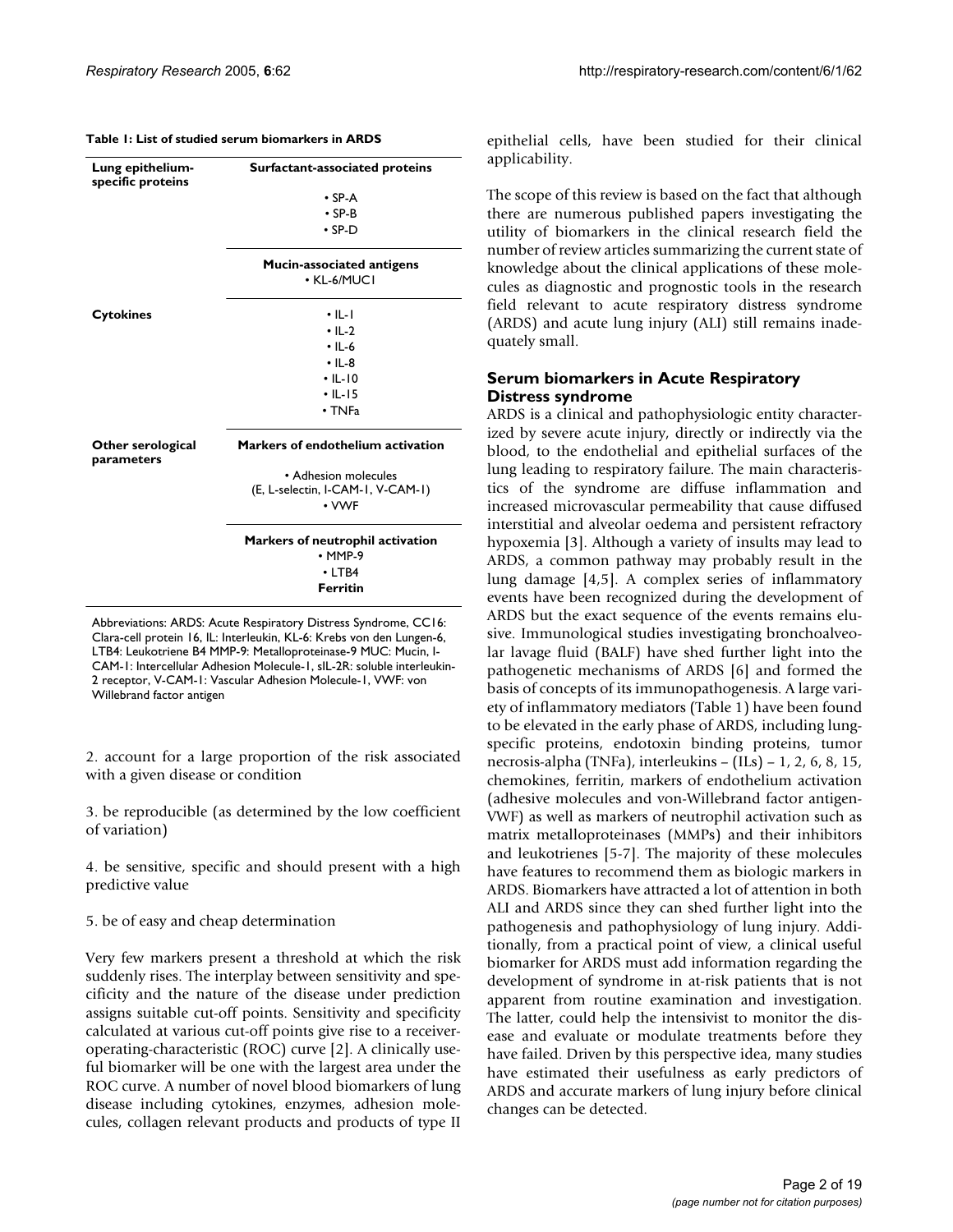**Table 1: List of studied serum biomarkers in ARDS**

| | |
|---|---|
| **Lung epithelium-specific proteins** | **Surfactant-associated proteins** |
| | • SP-A<br>• SP-B<br>• SP-D |
| | **Mucin-associated antigens**<br>• KL-6/MUC1 |
| **Cytokines** | • IL-1<br>• IL-2<br>• IL-6<br>• IL-8<br>• IL-10<br>• IL-15<br>• TNFa |
| **Other serological parameters** | **Markers of endothelium activation** |
| | • Adhesion molecules (E, L-selectin, I-CAM-1, V-CAM-1)<br>• VWF |
| | **Markers of neutrophil activation**<br>• MMP-9<br>• LTB4<br>**Ferritin** |

Abbreviations: ARDS: Acute Respiratory Distress Syndrome, CC16: Clara-cell protein 16, IL: Interleukin, KL-6: Krebs von den Lungen-6, LTB4: Leukotriene B4 MMP-9: Metalloproteinase-9 MUC: Mucin, I-CAM-1: Intercellular Adhesion Molecule-1, sIL-2R: soluble interleukin-2 receptor, V-CAM-1: Vascular Adhesion Molecule-1, VWF: von Willebrand factor antigen

2. account for a large proportion of the risk associated with a given disease or condition

3. be reproducible (as determined by the low coefficient of variation)

4. be sensitive, specific and should present with a high predictive value

5. be of easy and cheap determination

Very few markers present a threshold at which the risk suddenly rises. The interplay between sensitivity and specificity and the nature of the disease under prediction assigns suitable cut-off points. Sensitivity and specificity calculated at various cut-off points give rise to a receiver-operating-characteristic (ROC) curve [2]. A clinically useful biomarker will be one with the largest area under the ROC curve. A number of novel blood biomarkers of lung disease including cytokines, enzymes, adhesion molecules, collagen relevant products and products of type II epithelial cells, have been studied for their clinical applicability.

The scope of this review is based on the fact that although there are numerous published papers investigating the utility of biomarkers in the clinical research field the number of review articles summarizing the current state of knowledge about the clinical applications of these molecules as diagnostic and prognostic tools in the research field relevant to acute respiratory distress syndrome (ARDS) and acute lung injury (ALI) still remains inadequately small.

## Serum biomarkers in Acute Respiratory Distress syndrome

ARDS is a clinical and pathophysiologic entity characterized by severe acute injury, directly or indirectly via the blood, to the endothelial and epithelial surfaces of the lung leading to respiratory failure. The main characteristics of the syndrome are diffuse inflammation and increased microvascular permeability that cause diffused interstitial and alveolar oedema and persistent refractory hypoxemia [3]. Although a variety of insults may lead to ARDS, a common pathway may probably result in the lung damage [4,5]. A complex series of inflammatory events have been recognized during the development of ARDS but the exact sequence of the events remains elusive. Immunological studies investigating bronchoalveolar lavage fluid (BALF) have shed further light into the pathogenetic mechanisms of ARDS [6] and formed the basis of concepts of its immunopathogenesis. A large variety of inflammatory mediators (Table 1) have been found to be elevated in the early phase of ARDS, including lung-specific proteins, endotoxin binding proteins, tumor necrosis-alpha (TNFa), interleukins – (ILs) – 1, 2, 6, 8, 15, chemokines, ferritin, markers of endothelium activation (adhesive molecules and von-Willebrand factor antigen-VWF) as well as markers of neutrophil activation such as matrix metalloproteinases (MMPs) and their inhibitors and leukotrienes [5-7]. The majority of these molecules have features to recommend them as biologic markers in ARDS. Biomarkers have attracted a lot of attention in both ALI and ARDS since they can shed further light into the pathogenesis and pathophysiology of lung injury. Additionally, from a practical point of view, a clinical useful biomarker for ARDS must add information regarding the development of syndrome in at-risk patients that is not apparent from routine examination and investigation. The latter, could help the intensivist to monitor the disease and evaluate or modulate treatments before they have failed. Driven by this perspective idea, many studies have estimated their usefulness as early predictors of ARDS and accurate markers of lung injury before clinical changes can be detected.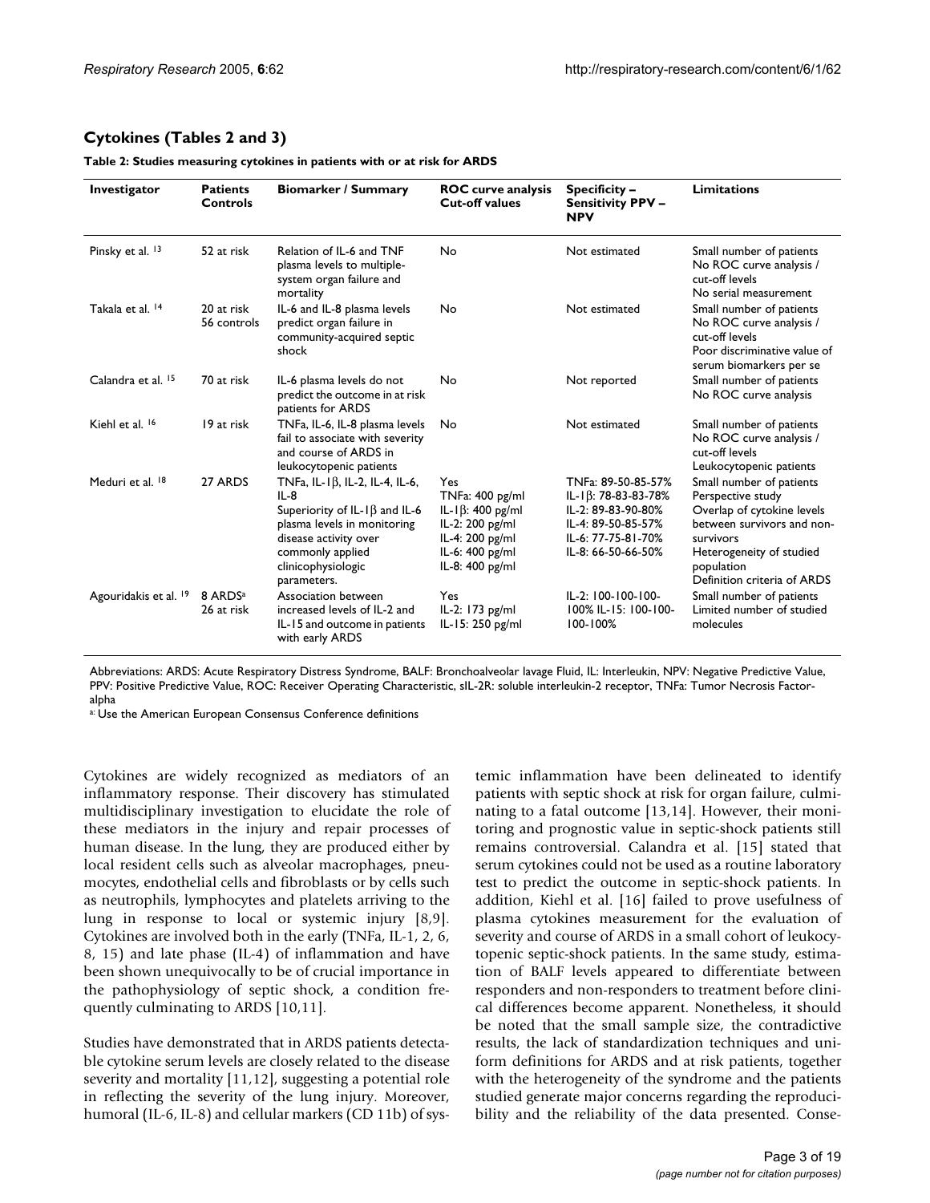## Cytokines (Tables 2 and 3)

**Table 2: Studies measuring cytokines in patients with or at risk for ARDS**

| Investigator | Patients Controls | Biomarker / Summary | ROC curve analysis Cut-off values | Specificity – Sensitivity PPV – NPV | Limitations |
|---|---|---|---|---|---|
| Pinsky et al. [13] | 52 at risk | Relation of IL-6 and TNF plasma levels to multiple-system organ failure and mortality | No | Not estimated | Small number of patients<br>No ROC curve analysis / cut-off levels<br>No serial measurement |
| Takala et al. [14] | 20 at risk<br>56 controls | IL-6 and IL-8 plasma levels predict organ failure in community-acquired septic shock | No | Not estimated | Small number of patients<br>No ROC curve analysis / cut-off levels<br>Poor discriminative value of serum biomarkers per se |
| Calandra et al. [15] | 70 at risk | IL-6 plasma levels do not predict the outcome in at risk patients for ARDS | No | Not reported | Small number of patients<br>No ROC curve analysis |
| Kiehl et al. [16] | 19 at risk | TNFa, IL-6, IL-8 plasma levels fail to associate with severity and course of ARDS in leukocytopenic patients | No | Not estimated | Small number of patients<br>No ROC curve analysis / cut-off levels<br>Leukocytopenic patients |
| Meduri et al. [18] | 27 ARDS | TNFa, IL-1β, IL-2, IL-4, IL-6, IL-8<br>Superiority of IL-1β and IL-6 plasma levels in monitoring disease activity over commonly applied clinicophysiologic parameters. | Yes<br>TNFa: 400 pg/ml<br>IL-1β: 400 pg/ml<br>IL-2: 200 pg/ml<br>IL-4: 200 pg/ml<br>IL-6: 400 pg/ml<br>IL-8: 400 pg/ml | TNFa: 89-50-85-57%<br>IL-1β: 78-83-83-78%<br>IL-2: 89-83-90-80%<br>IL-4: 89-50-85-57%<br>IL-6: 77-75-81-70%<br>IL-8: 66-50-66-50% | Small number of patients<br>Perspective study<br>Overlap of cytokine levels between survivors and non-survivors<br>Heterogeneity of studied population<br>Definition criteria of ARDS |
| Agouridakis et al. [19] | 8 ARDS[a]<br>26 at risk | Association between increased levels of IL-2 and IL-15 and outcome in patients with early ARDS | Yes<br>IL-2: 173 pg/ml<br>IL-15: 250 pg/ml | IL-2: 100-100-100-100% IL-15: 100-100-100-100% | Small number of patients<br>Limited number of studied molecules |

Abbreviations: ARDS: Acute Respiratory Distress Syndrome, BALF: Bronchoalveolar lavage Fluid, IL: Interleukin, NPV: Negative Predictive Value, PPV: Positive Predictive Value, ROC: Receiver Operating Characteristic, sIL-2R: soluble interleukin-2 receptor, TNFa: Tumor Necrosis Factor-alpha

[a]: Use the American European Consensus Conference definitions

Cytokines are widely recognized as mediators of an inflammatory response. Their discovery has stimulated multidisciplinary investigation to elucidate the role of these mediators in the injury and repair processes of human disease. In the lung, they are produced either by local resident cells such as alveolar macrophages, pneumocytes, endothelial cells and fibroblasts or by cells such as neutrophils, lymphocytes and platelets arriving to the lung in response to local or systemic injury [8,9]. Cytokines are involved both in the early (TNFa, IL-1, 2, 6, 8, 15) and late phase (IL-4) of inflammation and have been shown unequivocally to be of crucial importance in the pathophysiology of septic shock, a condition frequently culminating to ARDS [10,11].

Studies have demonstrated that in ARDS patients detectable cytokine serum levels are closely related to the disease severity and mortality [11,12], suggesting a potential role in reflecting the severity of the lung injury. Moreover, humoral (IL-6, IL-8) and cellular markers (CD 11b) of systemic inflammation have been delineated to identify patients with septic shock at risk for organ failure, culminating to a fatal outcome [13,14]. However, their monitoring and prognostic value in septic-shock patients still remains controversial. Calandra et al. [15] stated that serum cytokines could not be used as a routine laboratory test to predict the outcome in septic-shock patients. In addition, Kiehl et al. [16] failed to prove usefulness of plasma cytokines measurement for the evaluation of severity and course of ARDS in a small cohort of leukocytopenic septic-shock patients. In the same study, estimation of BALF levels appeared to differentiate between responders and non-responders to treatment before clinical differences become apparent. Nonetheless, it should be noted that the small sample size, the contradictive results, the lack of standardization techniques and uniform definitions for ARDS and at risk patients, together with the heterogeneity of the syndrome and the patients studied generate major concerns regarding the reproducibility and the reliability of the data presented. Conse-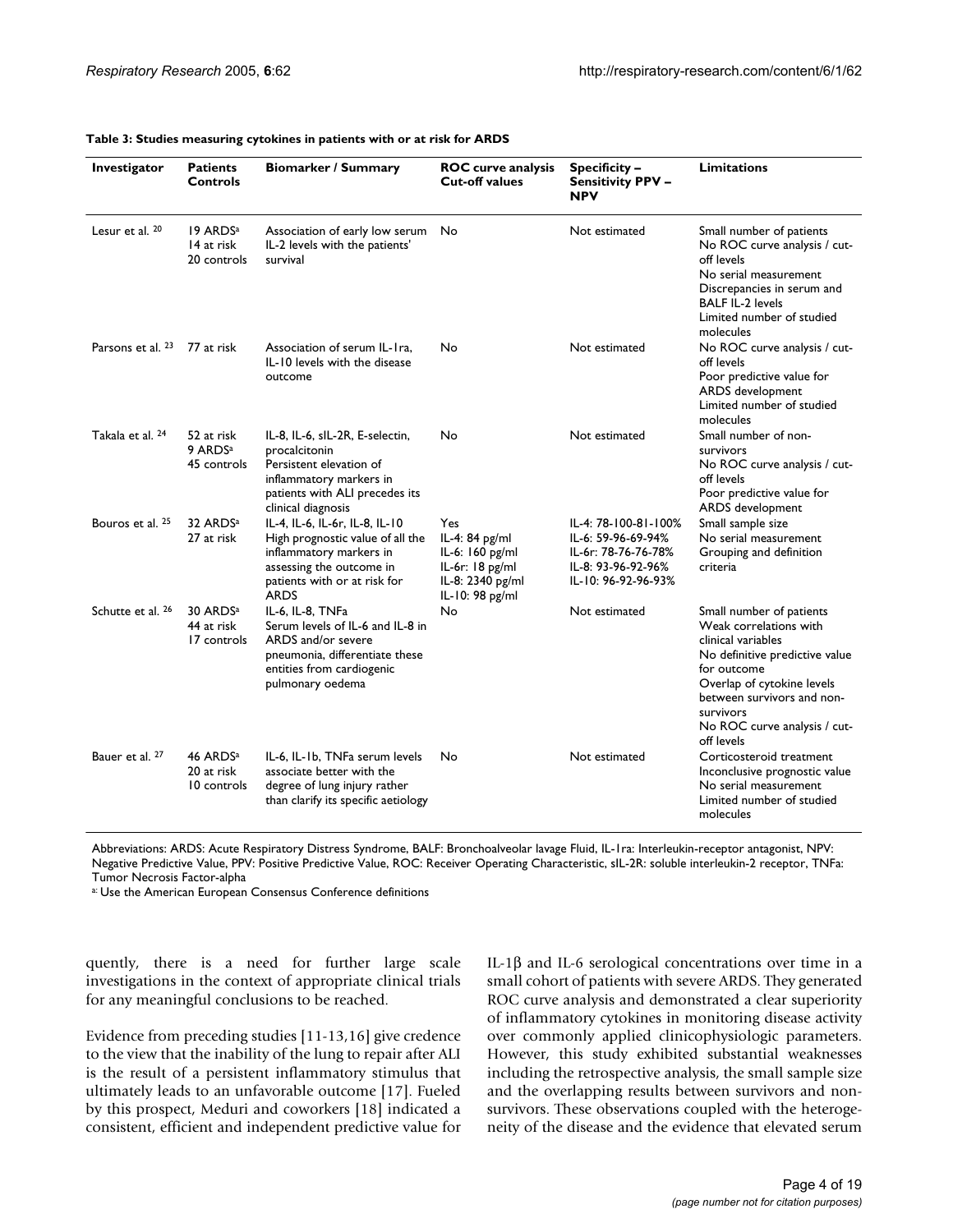**Table 3: Studies measuring cytokines in patients with or at risk for ARDS**

| Investigator | Patients Controls | Biomarker / Summary | ROC curve analysis Cut-off values | Specificity – Sensitivity PPV – NPV | Limitations |
|---|---|---|---|---|---|
| Lesur et al. [20] | 19 ARDS[a] 14 at risk 20 controls | Association of early low serum IL-2 levels with the patients' survival | No | Not estimated | Small number of patients No ROC curve analysis / cut-off levels No serial measurement Discrepancies in serum and BALF IL-2 levels Limited number of studied molecules |
| Parsons et al. [23] | 77 at risk | Association of serum IL-1ra, IL-10 levels with the disease outcome | No | Not estimated | No ROC curve analysis / cut-off levels Poor predictive value for ARDS development Limited number of studied molecules |
| Takala et al. [24] | 52 at risk 9 ARDS[a] 45 controls | IL-8, IL-6, sIL-2R, E-selectin, procalcitonin Persistent elevation of inflammatory markers in patients with ALI precedes its clinical diagnosis | No | Not estimated | Small number of non-survivors No ROC curve analysis / cut-off levels Poor predictive value for ARDS development |
| Bouros et al. [25] | 32 ARDS[a] 27 at risk | IL-4, IL-6, IL-6r, IL-8, IL-10 High prognostic value of all the inflammatory markers in assessing the outcome in patients with or at risk for ARDS | Yes IL-4: 84 pg/ml IL-6: 160 pg/ml IL-6r: 18 pg/ml IL-8: 2340 pg/ml IL-10: 98 pg/ml | IL-4: 78-100-81-100% IL-6: 59-96-69-94% IL-6r: 78-76-76-78% IL-8: 93-96-92-96% IL-10: 96-92-96-93% | Small sample size No serial measurement Grouping and definition criteria |
| Schutte et al. [26] | 30 ARDS[a] 44 at risk 17 controls | IL-6, IL-8, TNFa Serum levels of IL-6 and IL-8 in ARDS and/or severe pneumonia, differentiate these entities from cardiogenic pulmonary oedema | No | Not estimated | Small number of patients Weak correlations with clinical variables No definitive predictive value for outcome Overlap of cytokine levels between survivors and non-survivors No ROC curve analysis / cut-off levels |
| Bauer et al. [27] | 46 ARDS[a] 20 at risk 10 controls | IL-6, IL-1b, TNFa serum levels associate better with the degree of lung injury rather than clarify its specific aetiology | No | Not estimated | Corticosteroid treatment Inconclusive prognostic value No serial measurement Limited number of studied molecules |

Abbreviations: ARDS: Acute Respiratory Distress Syndrome, BALF: Bronchoalveolar lavage Fluid, IL-1ra: Interleukin-receptor antagonist, NPV: Negative Predictive Value, PPV: Positive Predictive Value, ROC: Receiver Operating Characteristic, sIL-2R: soluble interleukin-2 receptor, TNFa: Tumor Necrosis Factor-alpha

[a]: Use the American European Consensus Conference definitions

quently, there is a need for further large scale investigations in the context of appropriate clinical trials for any meaningful conclusions to be reached.

Evidence from preceding studies [11-13,16] give credence to the view that the inability of the lung to repair after ALI is the result of a persistent inflammatory stimulus that ultimately leads to an unfavorable outcome [17]. Fueled by this prospect, Meduri and coworkers [18] indicated a consistent, efficient and independent predictive value for IL-1β and IL-6 serological concentrations over time in a small cohort of patients with severe ARDS. They generated ROC curve analysis and demonstrated a clear superiority of inflammatory cytokines in monitoring disease activity over commonly applied clinicophysiologic parameters. However, this study exhibited substantial weaknesses including the retrospective analysis, the small sample size and the overlapping results between survivors and non-survivors. These observations coupled with the heterogeneity of the disease and the evidence that elevated serum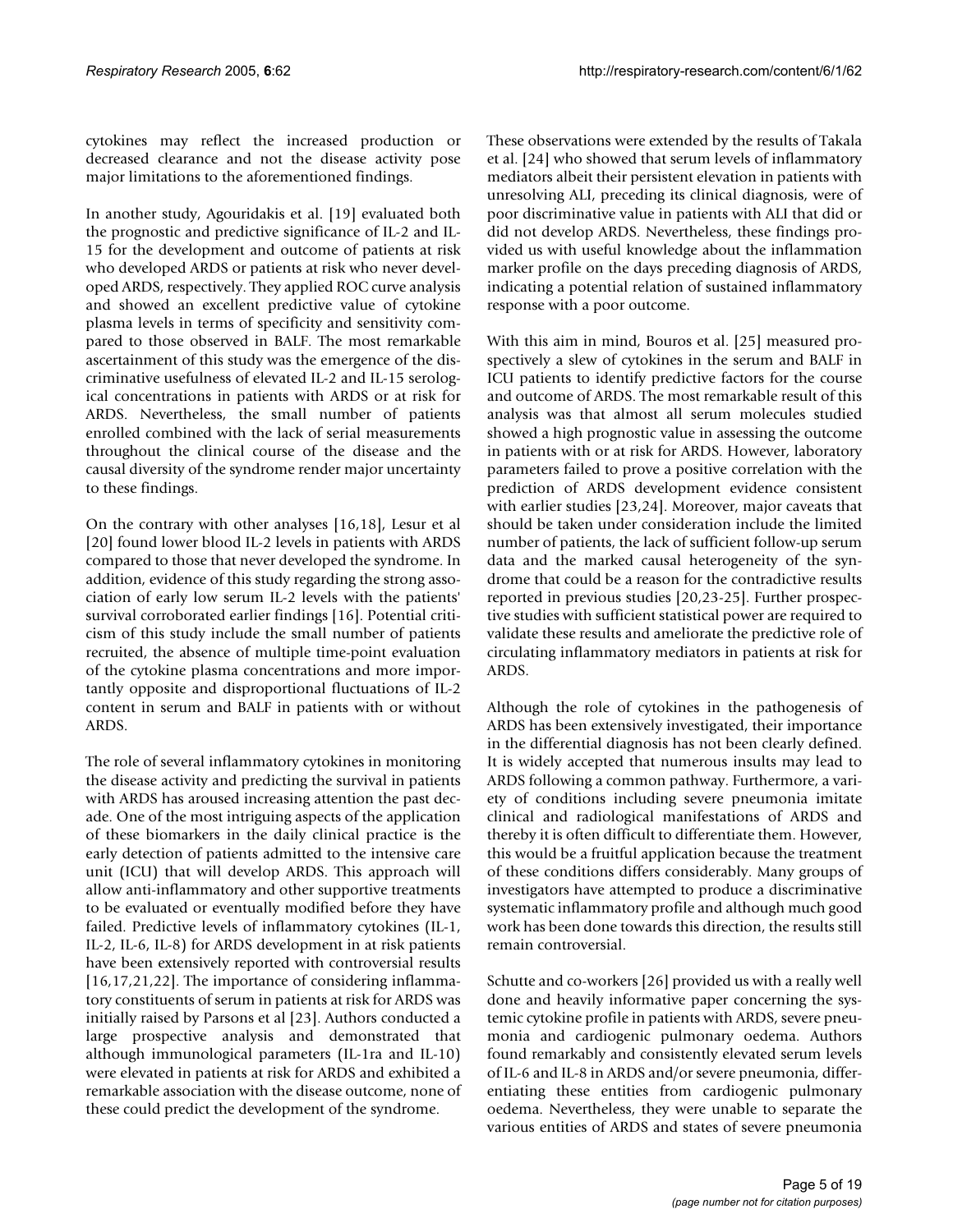cytokines may reflect the increased production or decreased clearance and not the disease activity pose major limitations to the aforementioned findings.

In another study, Agouridakis et al. [19] evaluated both the prognostic and predictive significance of IL-2 and IL-15 for the development and outcome of patients at risk who developed ARDS or patients at risk who never developed ARDS, respectively. They applied ROC curve analysis and showed an excellent predictive value of cytokine plasma levels in terms of specificity and sensitivity compared to those observed in BALF. The most remarkable ascertainment of this study was the emergence of the discriminative usefulness of elevated IL-2 and IL-15 serological concentrations in patients with ARDS or at risk for ARDS. Nevertheless, the small number of patients enrolled combined with the lack of serial measurements throughout the clinical course of the disease and the causal diversity of the syndrome render major uncertainty to these findings.

On the contrary with other analyses [16,18], Lesur et al [20] found lower blood IL-2 levels in patients with ARDS compared to those that never developed the syndrome. In addition, evidence of this study regarding the strong association of early low serum IL-2 levels with the patients' survival corroborated earlier findings [16]. Potential criticism of this study include the small number of patients recruited, the absence of multiple time-point evaluation of the cytokine plasma concentrations and more importantly opposite and disproportional fluctuations of IL-2 content in serum and BALF in patients with or without ARDS.

The role of several inflammatory cytokines in monitoring the disease activity and predicting the survival in patients with ARDS has aroused increasing attention the past decade. One of the most intriguing aspects of the application of these biomarkers in the daily clinical practice is the early detection of patients admitted to the intensive care unit (ICU) that will develop ARDS. This approach will allow anti-inflammatory and other supportive treatments to be evaluated or eventually modified before they have failed. Predictive levels of inflammatory cytokines (IL-1, IL-2, IL-6, IL-8) for ARDS development in at risk patients have been extensively reported with controversial results [16,17,21,22]. The importance of considering inflammatory constituents of serum in patients at risk for ARDS was initially raised by Parsons et al [23]. Authors conducted a large prospective analysis and demonstrated that although immunological parameters (IL-1ra and IL-10) were elevated in patients at risk for ARDS and exhibited a remarkable association with the disease outcome, none of these could predict the development of the syndrome.

These observations were extended by the results of Takala et al. [24] who showed that serum levels of inflammatory mediators albeit their persistent elevation in patients with unresolving ALI, preceding its clinical diagnosis, were of poor discriminative value in patients with ALI that did or did not develop ARDS. Nevertheless, these findings provided us with useful knowledge about the inflammation marker profile on the days preceding diagnosis of ARDS, indicating a potential relation of sustained inflammatory response with a poor outcome.

With this aim in mind, Bouros et al. [25] measured prospectively a slew of cytokines in the serum and BALF in ICU patients to identify predictive factors for the course and outcome of ARDS. The most remarkable result of this analysis was that almost all serum molecules studied showed a high prognostic value in assessing the outcome in patients with or at risk for ARDS. However, laboratory parameters failed to prove a positive correlation with the prediction of ARDS development evidence consistent with earlier studies [23,24]. Moreover, major caveats that should be taken under consideration include the limited number of patients, the lack of sufficient follow-up serum data and the marked causal heterogeneity of the syndrome that could be a reason for the contradictive results reported in previous studies [20,23-25]. Further prospective studies with sufficient statistical power are required to validate these results and ameliorate the predictive role of circulating inflammatory mediators in patients at risk for ARDS.

Although the role of cytokines in the pathogenesis of ARDS has been extensively investigated, their importance in the differential diagnosis has not been clearly defined. It is widely accepted that numerous insults may lead to ARDS following a common pathway. Furthermore, a variety of conditions including severe pneumonia imitate clinical and radiological manifestations of ARDS and thereby it is often difficult to differentiate them. However, this would be a fruitful application because the treatment of these conditions differs considerably. Many groups of investigators have attempted to produce a discriminative systematic inflammatory profile and although much good work has been done towards this direction, the results still remain controversial.

Schutte and co-workers [26] provided us with a really well done and heavily informative paper concerning the systemic cytokine profile in patients with ARDS, severe pneumonia and cardiogenic pulmonary oedema. Authors found remarkably and consistently elevated serum levels of IL-6 and IL-8 in ARDS and/or severe pneumonia, differentiating these entities from cardiogenic pulmonary oedema. Nevertheless, they were unable to separate the various entities of ARDS and states of severe pneumonia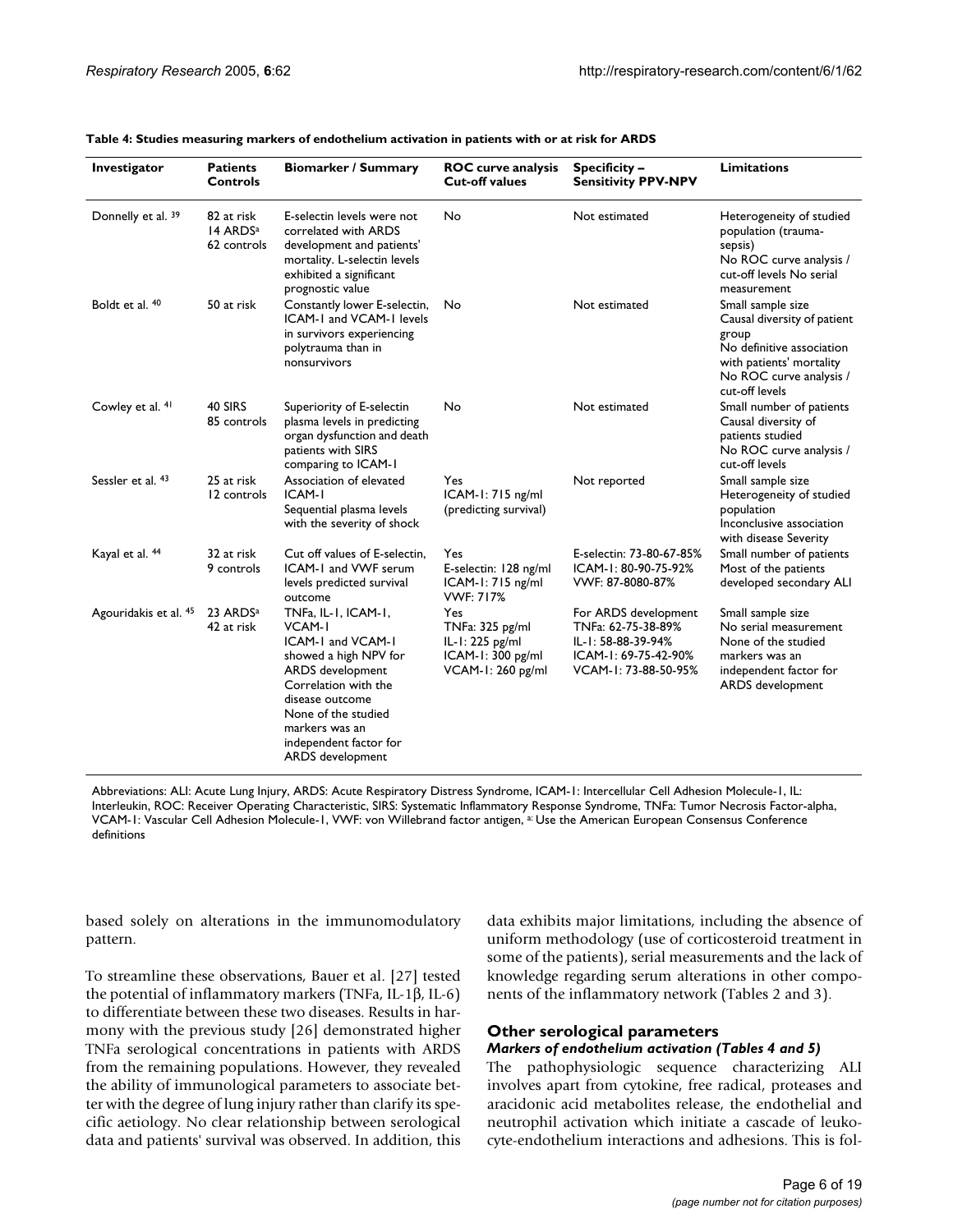**Table 4: Studies measuring markers of endothelium activation in patients with or at risk for ARDS**

| Investigator | Patients Controls | Biomarker / Summary | ROC curve analysis Cut-off values | Specificity – Sensitivity PPV-NPV | Limitations |
| --- | --- | --- | --- | --- | --- |
| Donnelly et al. [39] | 82 at risk 14 ARDS[a] 62 controls | E-selectin levels were not correlated with ARDS development and patients' mortality. L-selectin levels exhibited a significant prognostic value | No | Not estimated | Heterogeneity of studied population (trauma-sepsis) No ROC curve analysis / cut-off levels No serial measurement |
| Boldt et al. [40] | 50 at risk | Constantly lower E-selectin, ICAM-1 and VCAM-1 levels in survivors experiencing polytrauma than in nonsurvivors | No | Not estimated | Small sample size Causal diversity of patient group No definitive association with patients' mortality No ROC curve analysis / cut-off levels |
| Cowley et al. [41] | 40 SIRS 85 controls | Superiority of E-selectin plasma levels in predicting organ dysfunction and death patients with SIRS comparing to ICAM-1 | No | Not estimated | Small number of patients Causal diversity of patients studied No ROC curve analysis / cut-off levels |
| Sessler et al. [43] | 25 at risk 12 controls | Association of elevated ICAM-1 Sequential plasma levels with the severity of shock | Yes ICAM-1: 715 ng/ml (predicting survival) | Not reported | Small sample size Heterogeneity of studied population Inconclusive association with disease Severity |
| Kayal et al. [44] | 32 at risk 9 controls | Cut off values of E-selectin, ICAM-1 and VWF serum levels predicted survival outcome | Yes E-selectin: 128 ng/ml ICAM-1: 715 ng/ml VWF: 717% | E-selectin: 73-80-67-85% ICAM-1: 80-90-75-92% VWF: 87-8080-87% | Small number of patients Most of the patients developed secondary ALI |
| Agouridakis et al. [45] | 23 ARDS[a] 42 at risk | TNFa, IL-1, ICAM-1, VCAM-1 ICAM-1 and VCAM-1 showed a high NPV for ARDS development Correlation with the disease outcome None of the studied markers was an independent factor for ARDS development | Yes TNFa: 325 pg/ml IL-1: 225 pg/ml ICAM-1: 300 pg/ml VCAM-1: 260 pg/ml | For ARDS development TNFa: 62-75-38-89% IL-1: 58-88-39-94% ICAM-1: 69-75-42-90% VCAM-1: 73-88-50-95% | Small sample size No serial measurement None of the studied markers was an independent factor for ARDS development |

Abbreviations: ALI: Acute Lung Injury, ARDS: Acute Respiratory Distress Syndrome, ICAM-1: Intercellular Cell Adhesion Molecule-1, IL: Interleukin, ROC: Receiver Operating Characteristic, SIRS: Systematic Inflammatory Response Syndrome, TNFa: Tumor Necrosis Factor-alpha, VCAM-1: Vascular Cell Adhesion Molecule-1, VWF: von Willebrand factor antigen, [a:] Use the American European Consensus Conference definitions

based solely on alterations in the immunomodulatory pattern.

To streamline these observations, Bauer et al. [27] tested the potential of inflammatory markers (TNFa, IL-1β, IL-6) to differentiate between these two diseases. Results in harmony with the previous study [26] demonstrated higher TNFa serological concentrations in patients with ARDS from the remaining populations. However, they revealed the ability of immunological parameters to associate better with the degree of lung injury rather than clarify its specific aetiology. No clear relationship between serological data and patients' survival was observed. In addition, this data exhibits major limitations, including the absence of uniform methodology (use of corticosteroid treatment in some of the patients), serial measurements and the lack of knowledge regarding serum alterations in other components of the inflammatory network (Tables 2 and 3).

## Other serological parameters

### *Markers of endothelium activation (Tables 4 and 5)*

The pathophysiologic sequence characterizing ALI involves apart from cytokine, free radical, proteases and aracidonic acid metabolites release, the endothelial and neutrophil activation which initiate a cascade of leukocyte-endothelium interactions and adhesions. This is fol-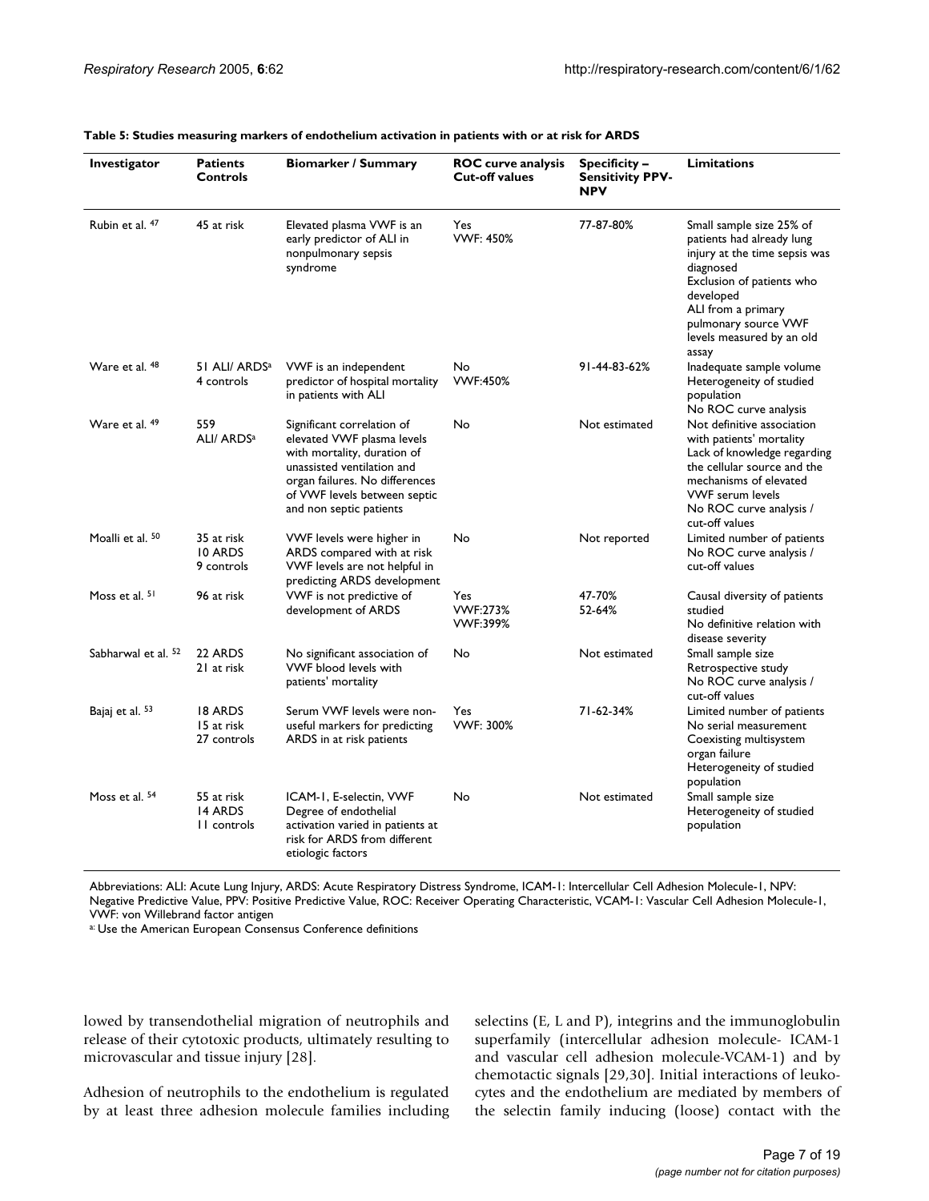**Table 5: Studies measuring markers of endothelium activation in patients with or at risk for ARDS**

| Investigator | Patients Controls | Biomarker / Summary | ROC curve analysis Cut-off values | Specificity – Sensitivity PPV-NPV | Limitations |
|---|---|---|---|---|---|
| Rubin et al. [47] | 45 at risk | Elevated plasma VWF is an early predictor of ALI in nonpulmonary sepsis syndrome | Yes VWF: 450% | 77-87-80% | Small sample size 25% of patients had already lung injury at the time sepsis was diagnosed Exclusion of patients who developed ALI from a primary pulmonary source VWF levels measured by an old assay |
| Ware et al. [48] | 51 ALI/ ARDS[a] 4 controls | VWF is an independent predictor of hospital mortality in patients with ALI | No VWF:450% | 91-44-83-62% | Inadequate sample volume Heterogeneity of studied population No ROC curve analysis |
| Ware et al. [49] | 559 ALI/ ARDS[a] | Significant correlation of elevated VWF plasma levels with mortality, duration of unassisted ventilation and organ failures. No differences of VWF levels between septic and non septic patients | No | Not estimated | Not definitive association with patients' mortality Lack of knowledge regarding the cellular source and the mechanisms of elevated VWF serum levels No ROC curve analysis / cut-off values |
| Moalli et al. [50] | 35 at risk 10 ARDS 9 controls | VWF levels were higher in ARDS compared with at risk VWF levels are not helpful in predicting ARDS development | No | Not reported | Limited number of patients No ROC curve analysis / cut-off values |
| Moss et al. [51] | 96 at risk | VWF is not predictive of development of ARDS | Yes VWF:273% VWF:399% | 47-70% 52-64% | Causal diversity of patients studied No definitive relation with disease severity |
| Sabharwal et al. [52] | 22 ARDS 21 at risk | No significant association of VWF blood levels with patients' mortality | No | Not estimated | Small sample size Retrospective study No ROC curve analysis / cut-off values |
| Bajaj et al. [53] | 18 ARDS 15 at risk 27 controls | Serum VWF levels were non-useful markers for predicting ARDS in at risk patients | Yes VWF: 300% | 71-62-34% | Limited number of patients No serial measurement Coexisting multisystem organ failure Heterogeneity of studied population |
| Moss et al. [54] | 55 at risk 14 ARDS 11 controls | ICAM-1, E-selectin, VWF Degree of endothelial activation varied in patients at risk for ARDS from different etiologic factors | No | Not estimated | Small sample size Heterogeneity of studied population |

Abbreviations: ALI: Acute Lung Injury, ARDS: Acute Respiratory Distress Syndrome, ICAM-1: Intercellular Cell Adhesion Molecule-1, NPV: Negative Predictive Value, PPV: Positive Predictive Value, ROC: Receiver Operating Characteristic, VCAM-1: Vascular Cell Adhesion Molecule-1, VWF: von Willebrand factor antigen

[a]: Use the American European Consensus Conference definitions

lowed by transendothelial migration of neutrophils and release of their cytotoxic products, ultimately resulting to microvascular and tissue injury [28].

Adhesion of neutrophils to the endothelium is regulated by at least three adhesion molecule families including selectins (E, L and P), integrins and the immunoglobulin superfamily (intercellular adhesion molecule- ICAM-1 and vascular cell adhesion molecule-VCAM-1) and by chemotactic signals [29,30]. Initial interactions of leukocytes and the endothelium are mediated by members of the selectin family inducing (loose) contact with the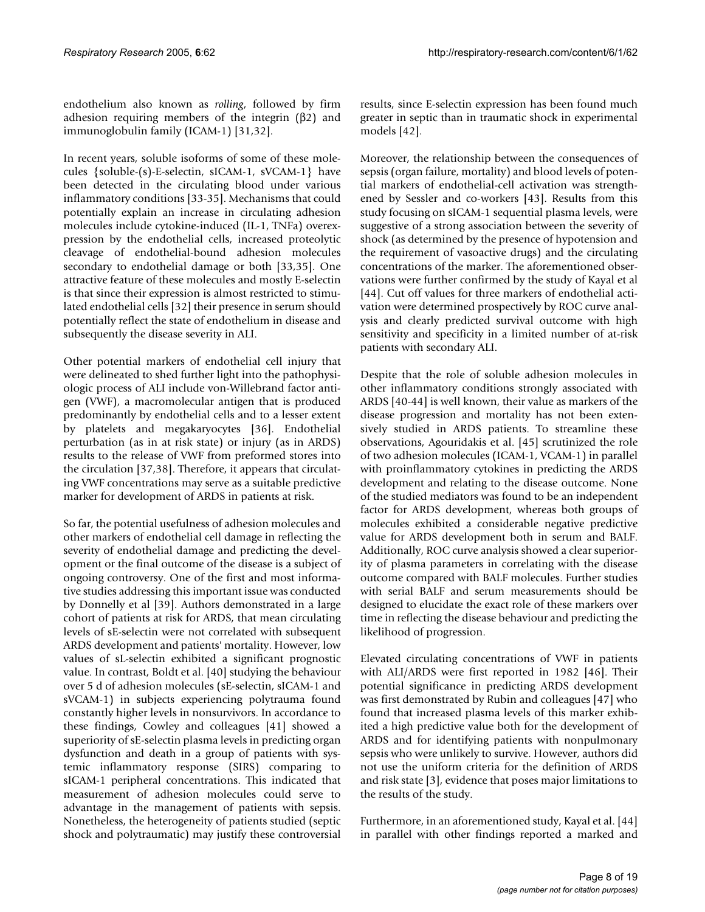endothelium also known as *rolling*, followed by firm adhesion requiring members of the integrin (β2) and immunoglobulin family (ICAM-1) [31,32].

In recent years, soluble isoforms of some of these molecules {soluble-(s)-E-selectin, sICAM-1, sVCAM-1} have been detected in the circulating blood under various inflammatory conditions [33-35]. Mechanisms that could potentially explain an increase in circulating adhesion molecules include cytokine-induced (IL-1, TNFa) overexpression by the endothelial cells, increased proteolytic cleavage of endothelial-bound adhesion molecules secondary to endothelial damage or both [33,35]. One attractive feature of these molecules and mostly E-selectin is that since their expression is almost restricted to stimulated endothelial cells [32] their presence in serum should potentially reflect the state of endothelium in disease and subsequently the disease severity in ALI.

Other potential markers of endothelial cell injury that were delineated to shed further light into the pathophysiologic process of ALI include von-Willebrand factor antigen (VWF), a macromolecular antigen that is produced predominantly by endothelial cells and to a lesser extent by platelets and megakaryocytes [36]. Endothelial perturbation (as in at risk state) or injury (as in ARDS) results to the release of VWF from preformed stores into the circulation [37,38]. Therefore, it appears that circulating VWF concentrations may serve as a suitable predictive marker for development of ARDS in patients at risk.

So far, the potential usefulness of adhesion molecules and other markers of endothelial cell damage in reflecting the severity of endothelial damage and predicting the development or the final outcome of the disease is a subject of ongoing controversy. One of the first and most informative studies addressing this important issue was conducted by Donnelly et al [39]. Authors demonstrated in a large cohort of patients at risk for ARDS, that mean circulating levels of sE-selectin were not correlated with subsequent ARDS development and patients' mortality. However, low values of sL-selectin exhibited a significant prognostic value. In contrast, Boldt et al. [40] studying the behaviour over 5 d of adhesion molecules (sE-selectin, sICAM-1 and sVCAM-1) in subjects experiencing polytrauma found constantly higher levels in nonsurvivors. In accordance to these findings, Cowley and colleagues [41] showed a superiority of sE-selectin plasma levels in predicting organ dysfunction and death in a group of patients with systemic inflammatory response (SIRS) comparing to sICAM-1 peripheral concentrations. This indicated that measurement of adhesion molecules could serve to advantage in the management of patients with sepsis. Nonetheless, the heterogeneity of patients studied (septic shock and polytraumatic) may justify these controversial results, since E-selectin expression has been found much greater in septic than in traumatic shock in experimental models [42].

Moreover, the relationship between the consequences of sepsis (organ failure, mortality) and blood levels of potential markers of endothelial-cell activation was strengthened by Sessler and co-workers [43]. Results from this study focusing on sICAM-1 sequential plasma levels, were suggestive of a strong association between the severity of shock (as determined by the presence of hypotension and the requirement of vasoactive drugs) and the circulating concentrations of the marker. The aforementioned observations were further confirmed by the study of Kayal et al [44]. Cut off values for three markers of endothelial activation were determined prospectively by ROC curve analysis and clearly predicted survival outcome with high sensitivity and specificity in a limited number of at-risk patients with secondary ALI.

Despite that the role of soluble adhesion molecules in other inflammatory conditions strongly associated with ARDS [40-44] is well known, their value as markers of the disease progression and mortality has not been extensively studied in ARDS patients. To streamline these observations, Agouridakis et al. [45] scrutinized the role of two adhesion molecules (ICAM-1, VCAM-1) in parallel with proinflammatory cytokines in predicting the ARDS development and relating to the disease outcome. None of the studied mediators was found to be an independent factor for ARDS development, whereas both groups of molecules exhibited a considerable negative predictive value for ARDS development both in serum and BALF. Additionally, ROC curve analysis showed a clear superiority of plasma parameters in correlating with the disease outcome compared with BALF molecules. Further studies with serial BALF and serum measurements should be designed to elucidate the exact role of these markers over time in reflecting the disease behaviour and predicting the likelihood of progression.

Elevated circulating concentrations of VWF in patients with ALI/ARDS were first reported in 1982 [46]. Their potential significance in predicting ARDS development was first demonstrated by Rubin and colleagues [47] who found that increased plasma levels of this marker exhibited a high predictive value both for the development of ARDS and for identifying patients with nonpulmonary sepsis who were unlikely to survive. However, authors did not use the uniform criteria for the definition of ARDS and risk state [3], evidence that poses major limitations to the results of the study.

Furthermore, in an aforementioned study, Kayal et al. [44] in parallel with other findings reported a marked and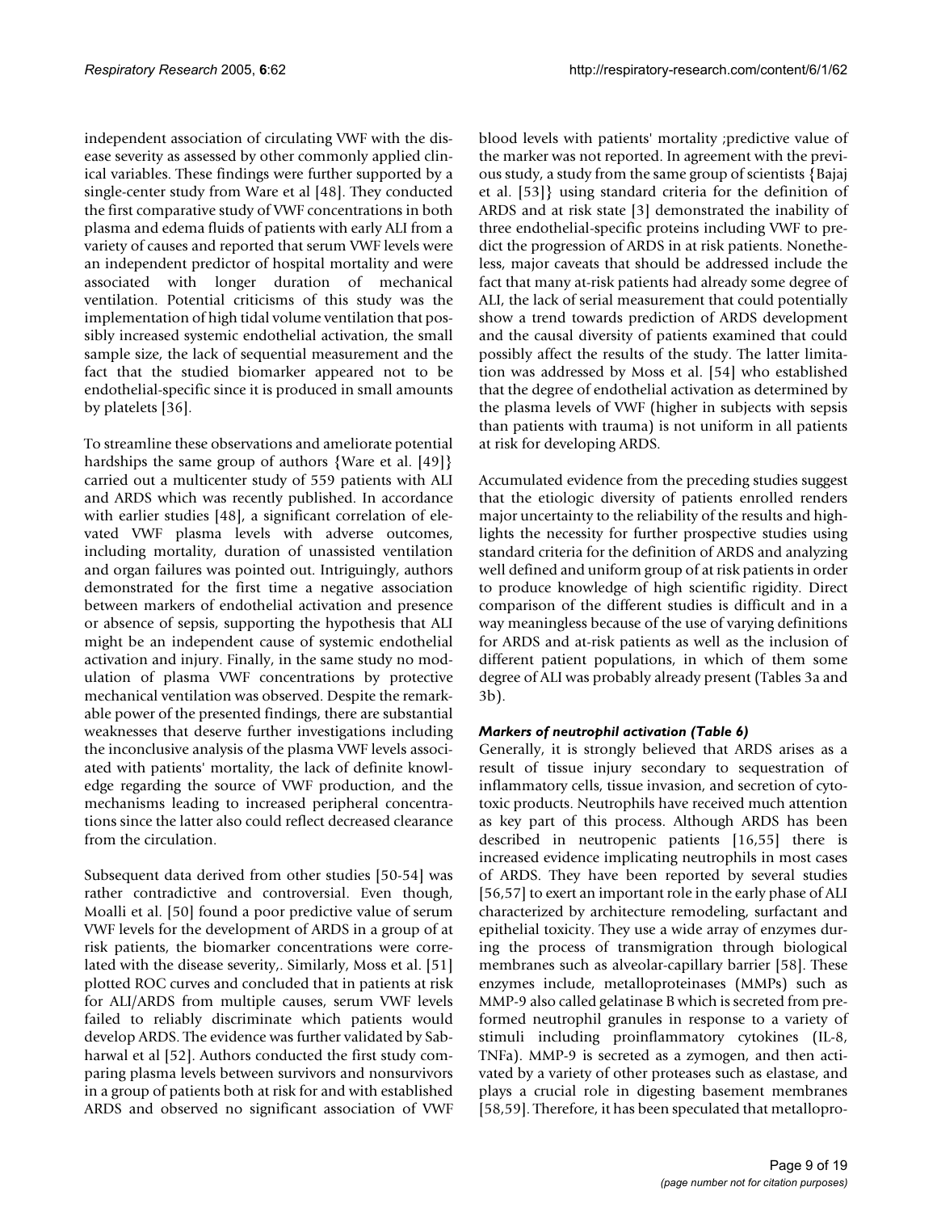independent association of circulating VWF with the disease severity as assessed by other commonly applied clinical variables. These findings were further supported by a single-center study from Ware et al [48]. They conducted the first comparative study of VWF concentrations in both plasma and edema fluids of patients with early ALI from a variety of causes and reported that serum VWF levels were an independent predictor of hospital mortality and were associated with longer duration of mechanical ventilation. Potential criticisms of this study was the implementation of high tidal volume ventilation that possibly increased systemic endothelial activation, the small sample size, the lack of sequential measurement and the fact that the studied biomarker appeared not to be endothelial-specific since it is produced in small amounts by platelets [36].

To streamline these observations and ameliorate potential hardships the same group of authors {Ware et al. [49]} carried out a multicenter study of 559 patients with ALI and ARDS which was recently published. In accordance with earlier studies [48], a significant correlation of elevated VWF plasma levels with adverse outcomes, including mortality, duration of unassisted ventilation and organ failures was pointed out. Intriguingly, authors demonstrated for the first time a negative association between markers of endothelial activation and presence or absence of sepsis, supporting the hypothesis that ALI might be an independent cause of systemic endothelial activation and injury. Finally, in the same study no modulation of plasma VWF concentrations by protective mechanical ventilation was observed. Despite the remarkable power of the presented findings, there are substantial weaknesses that deserve further investigations including the inconclusive analysis of the plasma VWF levels associated with patients' mortality, the lack of definite knowledge regarding the source of VWF production, and the mechanisms leading to increased peripheral concentrations since the latter also could reflect decreased clearance from the circulation.

Subsequent data derived from other studies [50-54] was rather contradictive and controversial. Even though, Moalli et al. [50] found a poor predictive value of serum VWF levels for the development of ARDS in a group of at risk patients, the biomarker concentrations were correlated with the disease severity,. Similarly, Moss et al. [51] plotted ROC curves and concluded that in patients at risk for ALI/ARDS from multiple causes, serum VWF levels failed to reliably discriminate which patients would develop ARDS. The evidence was further validated by Sabharwal et al [52]. Authors conducted the first study comparing plasma levels between survivors and nonsurvivors in a group of patients both at risk for and with established ARDS and observed no significant association of VWF blood levels with patients' mortality ;predictive value of the marker was not reported. In agreement with the previous study, a study from the same group of scientists {Bajaj et al. [53]} using standard criteria for the definition of ARDS and at risk state [3] demonstrated the inability of three endothelial-specific proteins including VWF to predict the progression of ARDS in at risk patients. Nonetheless, major caveats that should be addressed include the fact that many at-risk patients had already some degree of ALI, the lack of serial measurement that could potentially show a trend towards prediction of ARDS development and the causal diversity of patients examined that could possibly affect the results of the study. The latter limitation was addressed by Moss et al. [54] who established that the degree of endothelial activation as determined by the plasma levels of VWF (higher in subjects with sepsis than patients with trauma) is not uniform in all patients at risk for developing ARDS.

Accumulated evidence from the preceding studies suggest that the etiologic diversity of patients enrolled renders major uncertainty to the reliability of the results and highlights the necessity for further prospective studies using standard criteria for the definition of ARDS and analyzing well defined and uniform group of at risk patients in order to produce knowledge of high scientific rigidity. Direct comparison of the different studies is difficult and in a way meaningless because of the use of varying definitions for ARDS and at-risk patients as well as the inclusion of different patient populations, in which of them some degree of ALI was probably already present (Tables 3a and 3b).

#### *Markers of neutrophil activation (Table 6)*

Generally, it is strongly believed that ARDS arises as a result of tissue injury secondary to sequestration of inflammatory cells, tissue invasion, and secretion of cytotoxic products. Neutrophils have received much attention as key part of this process. Although ARDS has been described in neutropenic patients [16,55] there is increased evidence implicating neutrophils in most cases of ARDS. They have been reported by several studies [56,57] to exert an important role in the early phase of ALI characterized by architecture remodeling, surfactant and epithelial toxicity. They use a wide array of enzymes during the process of transmigration through biological membranes such as alveolar-capillary barrier [58]. These enzymes include, metalloproteinases (MMPs) such as MMP-9 also called gelatinase B which is secreted from preformed neutrophil granules in response to a variety of stimuli including proinflammatory cytokines (IL-8, TNFa). MMP-9 is secreted as a zymogen, and then activated by a variety of other proteases such as elastase, and plays a crucial role in digesting basement membranes [58,59]. Therefore, it has been speculated that metallopro-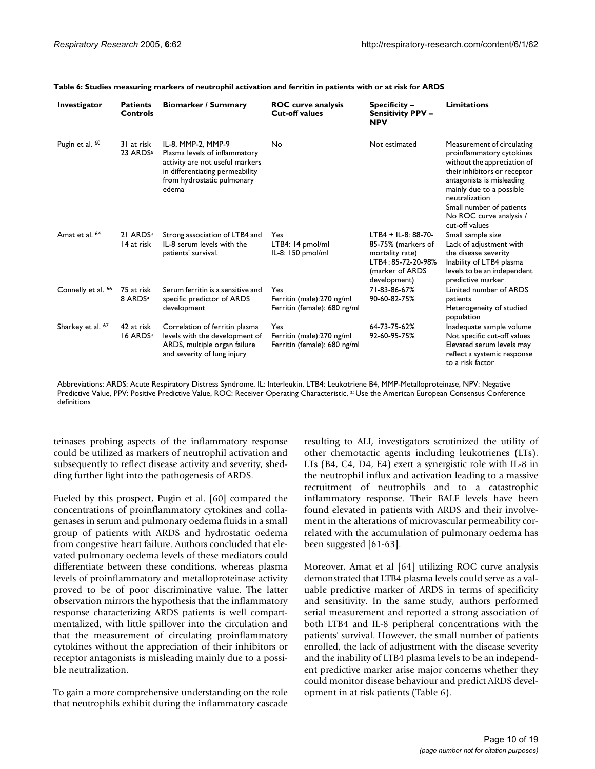**Table 6: Studies measuring markers of neutrophil activation and ferritin in patients with or at risk for ARDS**

| Investigator | Patients Controls | Biomarker / Summary | ROC curve analysis Cut-off values | Specificity – Sensitivity PPV – NPV | Limitations |
|---|---|---|---|---|---|
| Pugin et al. [60] | 31 at risk 23 ARDS[a] | IL-8, MMP-2, MMP-9 Plasma levels of inflammatory activity are not useful markers in differentiating permeability from hydrostatic pulmonary edema | No | Not estimated | Measurement of circulating proinflammatory cytokines without the appreciation of their inhibitors or receptor antagonists is misleading mainly due to a possible neutralization Small number of patients No ROC curve analysis / cut-off values |
| Amat et al. [64] | 21 ARDS[a] 14 at risk | Strong association of LTB4 and IL-8 serum levels with the patients' survival. | Yes LTB4: 14 pmol/ml IL-8: 150 pmol/ml | LTB4 + IL-8: 88-70-85-75% (markers of mortality rate) LTB4 : 85-72-20-98% (marker of ARDS development) | Small sample size Lack of adjustment with the disease severity Inability of LTB4 plasma levels to be an independent predictive marker |
| Connelly et al. [66] | 75 at risk 8 ARDS[a] | Serum ferritin is a sensitive and specific predictor of ARDS development | Yes Ferritin (male):270 ng/ml Ferritin (female): 680 ng/ml | 71-83-86-67% 90-60-82-75% | Limited number of ARDS patients Heterogeneity of studied population |
| Sharkey et al. [67] | 42 at risk 16 ARDS[a] | Correlation of ferritin plasma levels with the development of ARDS, multiple organ failure and severity of lung injury | Yes Ferritin (male):270 ng/ml Ferritin (female): 680 ng/ml | 64-73-75-62% 92-60-95-75% | Inadequate sample volume Not specific cut-off values Elevated serum levels may reflect a systemic response to a risk factor |

Abbreviations: ARDS: Acute Respiratory Distress Syndrome, IL: Interleukin, LTB4: Leukotriene B4, MMP-Metalloproteinase, NPV: Negative Predictive Value, PPV: Positive Predictive Value, ROC: Receiver Operating Characteristic, [a]: Use the American European Consensus Conference definitions

teinases probing aspects of the inflammatory response could be utilized as markers of neutrophil activation and subsequently to reflect disease activity and severity, shedding further light into the pathogenesis of ARDS.

Fueled by this prospect, Pugin et al. [60] compared the concentrations of proinflammatory cytokines and collagenases in serum and pulmonary oedema fluids in a small group of patients with ARDS and hydrostatic oedema from congestive heart failure. Authors concluded that elevated pulmonary oedema levels of these mediators could differentiate between these conditions, whereas plasma levels of proinflammatory and metalloproteinase activity proved to be of poor discriminative value. The latter observation mirrors the hypothesis that the inflammatory response characterizing ARDS patients is well compartmentalized, with little spillover into the circulation and that the measurement of circulating proinflammatory cytokines without the appreciation of their inhibitors or receptor antagonists is misleading mainly due to a possible neutralization.

To gain a more comprehensive understanding on the role that neutrophils exhibit during the inflammatory cascade resulting to ALI, investigators scrutinized the utility of other chemotactic agents including leukotrienes (LTs). LTs (B4, C4, D4, E4) exert a synergistic role with IL-8 in the neutrophil influx and activation leading to a massive recruitment of neutrophils and to a catastrophic inflammatory response. Their BALF levels have been found elevated in patients with ARDS and their involvement in the alterations of microvascular permeability correlated with the accumulation of pulmonary oedema has been suggested [61-63].

Moreover, Amat et al [64] utilizing ROC curve analysis demonstrated that LTB4 plasma levels could serve as a valuable predictive marker of ARDS in terms of specificity and sensitivity. In the same study, authors performed serial measurement and reported a strong association of both LTB4 and IL-8 peripheral concentrations with the patients' survival. However, the small number of patients enrolled, the lack of adjustment with the disease severity and the inability of LTB4 plasma levels to be an independent predictive marker arise major concerns whether they could monitor disease behaviour and predict ARDS development in at risk patients (Table 6).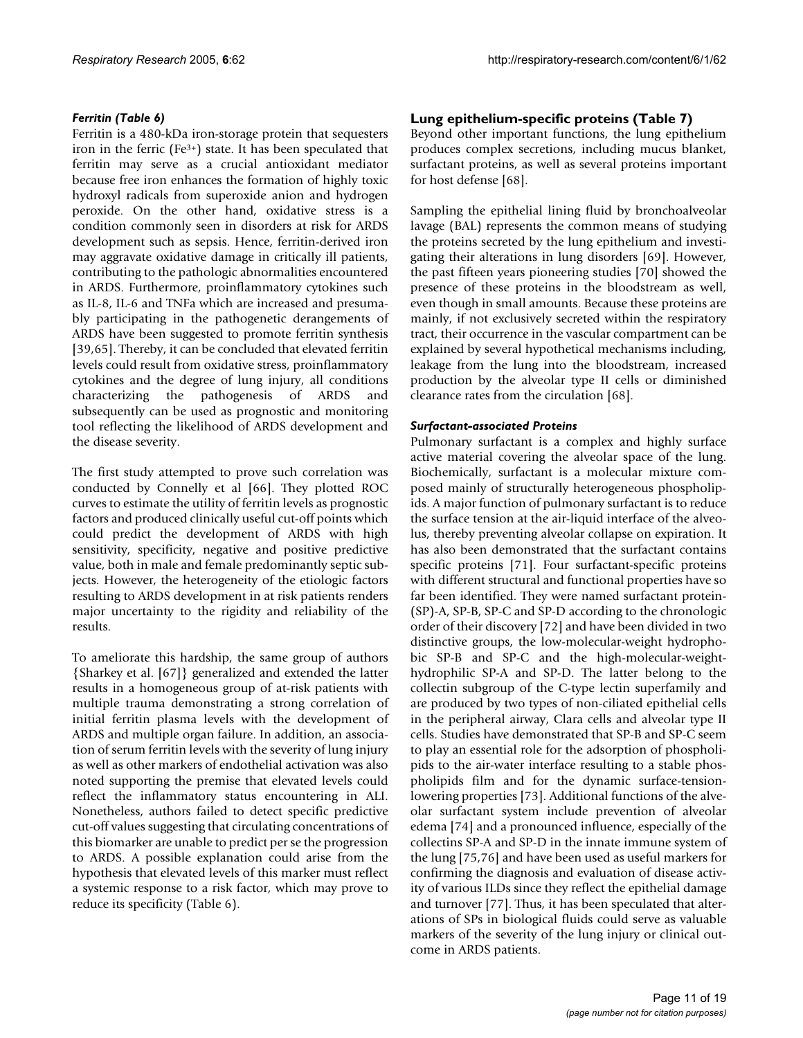#### *Ferritin (Table 6)*

Ferritin is a 480-kDa iron-storage protein that sequesters iron in the ferric ($Fe^{3+}$) state. It has been speculated that ferritin may serve as a crucial antioxidant mediator because free iron enhances the formation of highly toxic hydroxyl radicals from superoxide anion and hydrogen peroxide. On the other hand, oxidative stress is a condition commonly seen in disorders at risk for ARDS development such as sepsis. Hence, ferritin-derived iron may aggravate oxidative damage in critically ill patients, contributing to the pathologic abnormalities encountered in ARDS. Furthermore, proinflammatory cytokines such as IL-8, IL-6 and TNFa which are increased and presumably participating in the pathogenetic derangements of ARDS have been suggested to promote ferritin synthesis [39,65]. Thereby, it can be concluded that elevated ferritin levels could result from oxidative stress, proinflammatory cytokines and the degree of lung injury, all conditions characterizing the pathogenesis of ARDS and subsequently can be used as prognostic and monitoring tool reflecting the likelihood of ARDS development and the disease severity.

The first study attempted to prove such correlation was conducted by Connelly et al [66]. They plotted ROC curves to estimate the utility of ferritin levels as prognostic factors and produced clinically useful cut-off points which could predict the development of ARDS with high sensitivity, specificity, negative and positive predictive value, both in male and female predominantly septic subjects. However, the heterogeneity of the etiologic factors resulting to ARDS development in at risk patients renders major uncertainty to the rigidity and reliability of the results.

To ameliorate this hardship, the same group of authors {Sharkey et al. [67]} generalized and extended the latter results in a homogeneous group of at-risk patients with multiple trauma demonstrating a strong correlation of initial ferritin plasma levels with the development of ARDS and multiple organ failure. In addition, an association of serum ferritin levels with the severity of lung injury as well as other markers of endothelial activation was also noted supporting the premise that elevated levels could reflect the inflammatory status encountering in ALI. Nonetheless, authors failed to detect specific predictive cut-off values suggesting that circulating concentrations of this biomarker are unable to predict per se the progression to ARDS. A possible explanation could arise from the hypothesis that elevated levels of this marker must reflect a systemic response to a risk factor, which may prove to reduce its specificity (Table 6).

### Lung epithelium-specific proteins (Table 7)

Beyond other important functions, the lung epithelium produces complex secretions, including mucus blanket, surfactant proteins, as well as several proteins important for host defense [68].

Sampling the epithelial lining fluid by bronchoalveolar lavage (BAL) represents the common means of studying the proteins secreted by the lung epithelium and investigating their alterations in lung disorders [69]. However, the past fifteen years pioneering studies [70] showed the presence of these proteins in the bloodstream as well, even though in small amounts. Because these proteins are mainly, if not exclusively secreted within the respiratory tract, their occurrence in the vascular compartment can be explained by several hypothetical mechanisms including, leakage from the lung into the bloodstream, increased production by the alveolar type II cells or diminished clearance rates from the circulation [68].

#### *Surfactant-associated Proteins*

Pulmonary surfactant is a complex and highly surface active material covering the alveolar space of the lung. Biochemically, surfactant is a molecular mixture composed mainly of structurally heterogeneous phospholipids. A major function of pulmonary surfactant is to reduce the surface tension at the air-liquid interface of the alveolus, thereby preventing alveolar collapse on expiration. It has also been demonstrated that the surfactant contains specific proteins [71]. Four surfactant-specific proteins with different structural and functional properties have so far been identified. They were named surfactant protein-(SP)-A, SP-B, SP-C and SP-D according to the chronologic order of their discovery [72] and have been divided in two distinctive groups, the low-molecular-weight hydrophobic SP-B and SP-C and the high-molecular-weight-hydrophilic SP-A and SP-D. The latter belong to the collectin subgroup of the C-type lectin superfamily and are produced by two types of non-ciliated epithelial cells in the peripheral airway, Clara cells and alveolar type II cells. Studies have demonstrated that SP-B and SP-C seem to play an essential role for the adsorption of phospholipids to the air-water interface resulting to a stable phospholipids film and for the dynamic surface-tension-lowering properties [73]. Additional functions of the alveolar surfactant system include prevention of alveolar edema [74] and a pronounced influence, especially of the collectins SP-A and SP-D in the innate immune system of the lung [75,76] and have been used as useful markers for confirming the diagnosis and evaluation of disease activity of various ILDs since they reflect the epithelial damage and turnover [77]. Thus, it has been speculated that alterations of SPs in biological fluids could serve as valuable markers of the severity of the lung injury or clinical outcome in ARDS patients.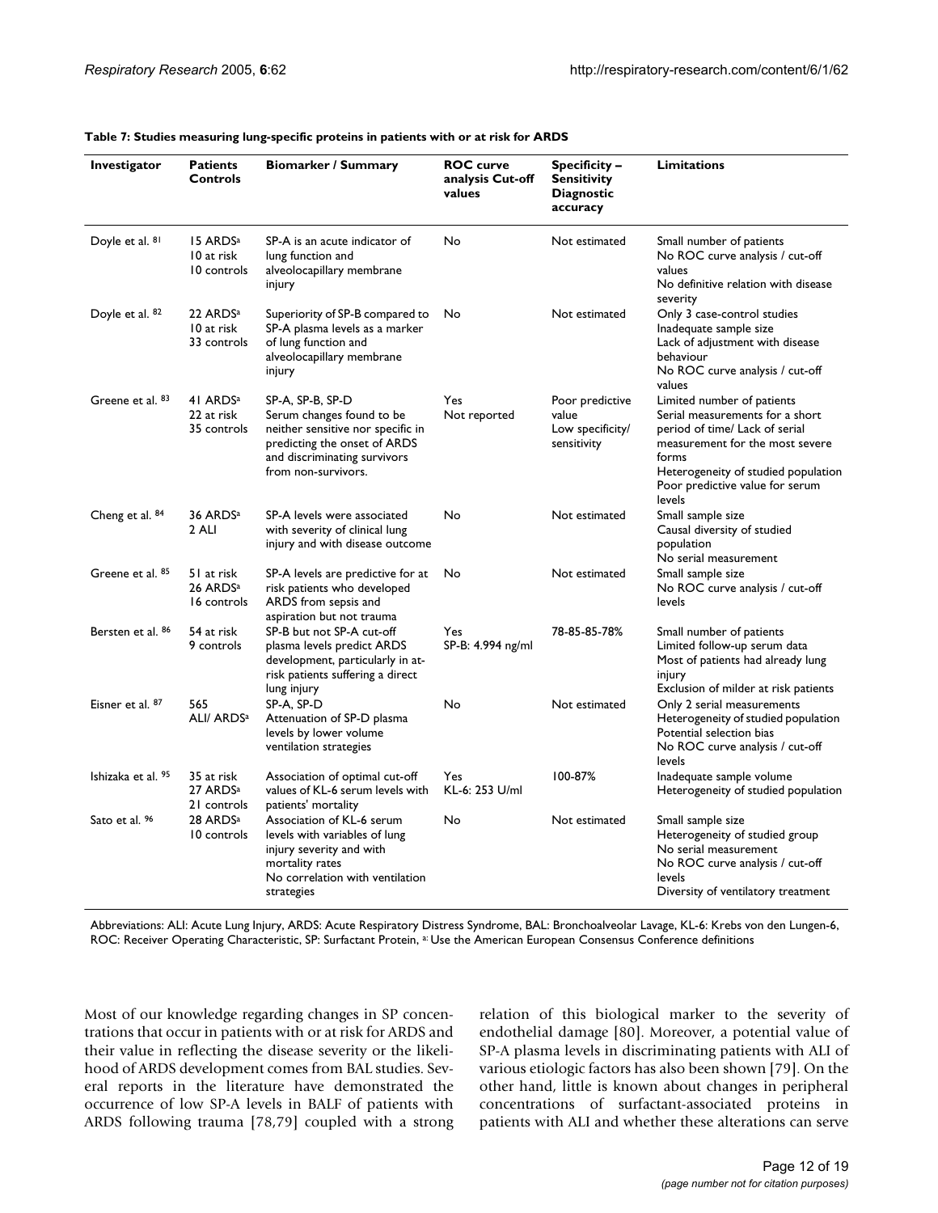**Table 7: Studies measuring lung-specific proteins in patients with or at risk for ARDS**

| Investigator | Patients Controls | Biomarker / Summary | ROC curve analysis Cut-off values | Specificity – Sensitivity Diagnostic accuracy | Limitations |
|---|---|---|---|---|---|
| Doyle et al. [81] | 15 ARDS[a]<br>10 at risk<br>10 controls | SP-A is an acute indicator of lung function and alveolocapillary membrane injury | No | Not estimated | Small number of patients<br>No ROC curve analysis / cut-off values<br>No definitive relation with disease severity |
| Doyle et al. [82] | 22 ARDS[a]<br>10 at risk<br>33 controls | Superiority of SP-B compared to SP-A plasma levels as a marker of lung function and alveolocapillary membrane injury | No | Not estimated | Only 3 case-control studies<br>Inadequate sample size<br>Lack of adjustment with disease behaviour<br>No ROC curve analysis / cut-off values |
| Greene et al. [83] | 41 ARDS[a]<br>22 at risk<br>35 controls | SP-A, SP-B, SP-D<br>Serum changes found to be neither sensitive nor specific in predicting the onset of ARDS and discriminating survivors from non-survivors. | Yes<br>Not reported | Poor predictive value<br>Low specificity/ sensitivity | Limited number of patients<br>Serial measurements for a short period of time/ Lack of serial measurement for the most severe forms<br>Heterogeneity of studied population<br>Poor predictive value for serum levels |
| Cheng et al. [84] | 36 ARDS[a]<br>2 ALI | SP-A levels were associated with severity of clinical lung injury and with disease outcome | No | Not estimated | Small sample size<br>Causal diversity of studied population<br>No serial measurement |
| Greene et al. [85] | 51 at risk<br>26 ARDS[a]<br>16 controls | SP-A levels are predictive for at risk patients who developed ARDS from sepsis and aspiration but not trauma | No | Not estimated | Small sample size<br>No ROC curve analysis / cut-off levels |
| Bersten et al. [86] | 54 at risk<br>9 controls | SP-B but not SP-A cut-off plasma levels predict ARDS development, particularly in at-risk patients suffering a direct lung injury | Yes<br>SP-B: 4.994 ng/ml | 78-85-85-78% | Small number of patients<br>Limited follow-up serum data<br>Most of patients had already lung injury<br>Exclusion of milder at risk patients |
| Eisner et al. [87] | 565<br>ALI/ ARDS[a] | SP-A, SP-D<br>Attenuation of SP-D plasma levels by lower volume ventilation strategies | No | Not estimated | Only 2 serial measurements<br>Heterogeneity of studied population<br>Potential selection bias<br>No ROC curve analysis / cut-off levels |
| Ishizaka et al. [95] | 35 at risk<br>27 ARDS[a]<br>21 controls | Association of optimal cut-off values of KL-6 serum levels with patients' mortality | Yes<br>KL-6: 253 U/ml | 100-87% | Inadequate sample volume<br>Heterogeneity of studied population |
| Sato et al. [96] | 28 ARDS[a]<br>10 controls | Association of KL-6 serum levels with variables of lung injury severity and with mortality rates<br>No correlation with ventilation strategies | No | Not estimated | Small sample size<br>Heterogeneity of studied group<br>No serial measurement<br>No ROC curve analysis / cut-off levels<br>Diversity of ventilatory treatment |

Abbreviations: ALI: Acute Lung Injury, ARDS: Acute Respiratory Distress Syndrome, BAL: Bronchoalveolar Lavage, KL-6: Krebs von den Lungen-6, ROC: Receiver Operating Characteristic, SP: Surfactant Protein, [a]: Use the American European Consensus Conference definitions

Most of our knowledge regarding changes in SP concentrations that occur in patients with or at risk for ARDS and their value in reflecting the disease severity or the likelihood of ARDS development comes from BAL studies. Several reports in the literature have demonstrated the occurrence of low SP-A levels in BALF of patients with ARDS following trauma [78,79] coupled with a strong relation of this biological marker to the severity of endothelial damage [80]. Moreover, a potential value of SP-A plasma levels in discriminating patients with ALI of various etiologic factors has also been shown [79]. On the other hand, little is known about changes in peripheral concentrations of surfactant-associated proteins in patients with ALI and whether these alterations can serve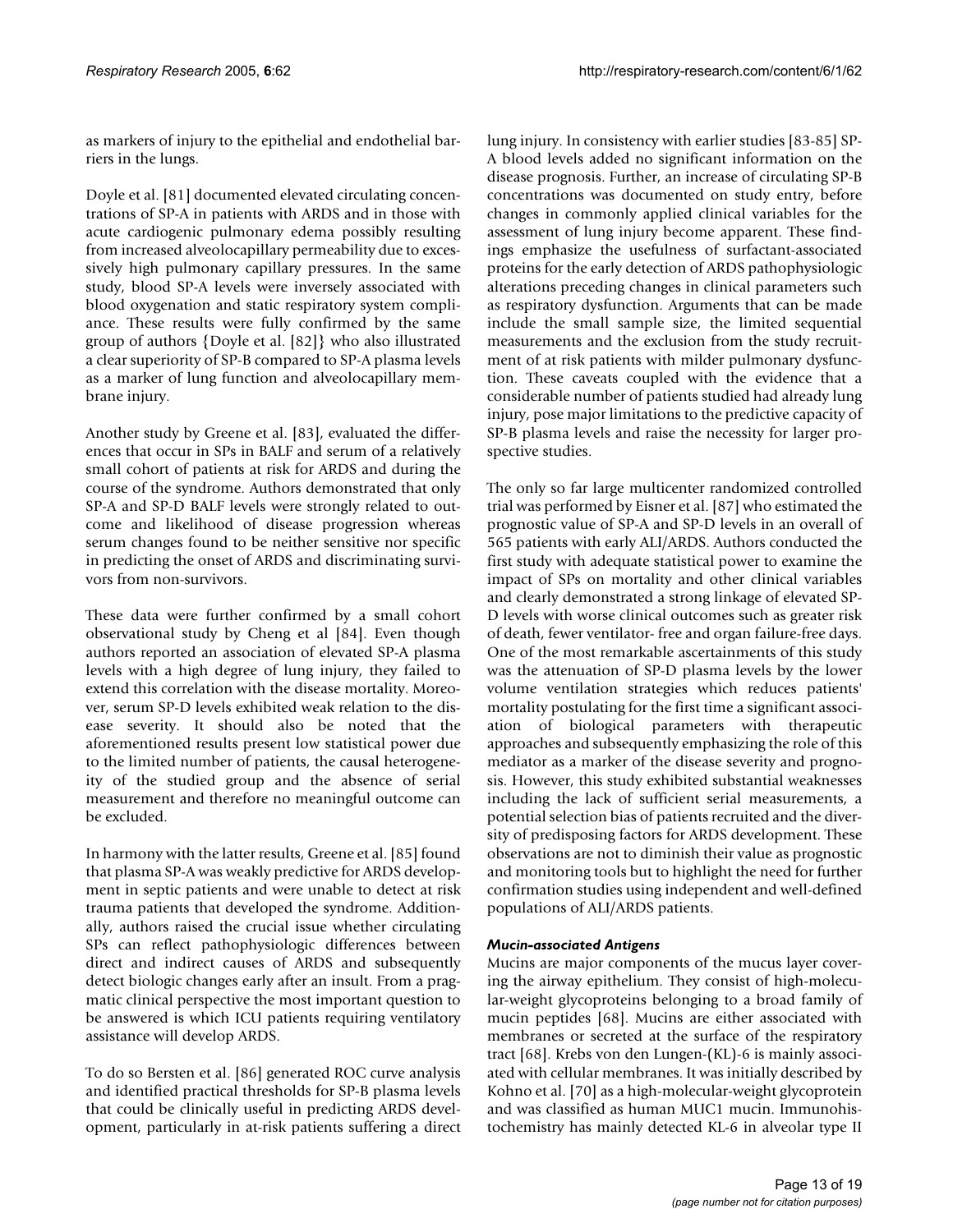as markers of injury to the epithelial and endothelial barriers in the lungs.

Doyle et al. [81] documented elevated circulating concentrations of SP-A in patients with ARDS and in those with acute cardiogenic pulmonary edema possibly resulting from increased alveolocapillary permeability due to excessively high pulmonary capillary pressures. In the same study, blood SP-A levels were inversely associated with blood oxygenation and static respiratory system compliance. These results were fully confirmed by the same group of authors {Doyle et al. [82]} who also illustrated a clear superiority of SP-B compared to SP-A plasma levels as a marker of lung function and alveolocapillary membrane injury.

Another study by Greene et al. [83], evaluated the differences that occur in SPs in BALF and serum of a relatively small cohort of patients at risk for ARDS and during the course of the syndrome. Authors demonstrated that only SP-A and SP-D BALF levels were strongly related to outcome and likelihood of disease progression whereas serum changes found to be neither sensitive nor specific in predicting the onset of ARDS and discriminating survivors from non-survivors.

These data were further confirmed by a small cohort observational study by Cheng et al [84]. Even though authors reported an association of elevated SP-A plasma levels with a high degree of lung injury, they failed to extend this correlation with the disease mortality. Moreover, serum SP-D levels exhibited weak relation to the disease severity. It should also be noted that the aforementioned results present low statistical power due to the limited number of patients, the causal heterogeneity of the studied group and the absence of serial measurement and therefore no meaningful outcome can be excluded.

In harmony with the latter results, Greene et al. [85] found that plasma SP-A was weakly predictive for ARDS development in septic patients and were unable to detect at risk trauma patients that developed the syndrome. Additionally, authors raised the crucial issue whether circulating SPs can reflect pathophysiologic differences between direct and indirect causes of ARDS and subsequently detect biologic changes early after an insult. From a pragmatic clinical perspective the most important question to be answered is which ICU patients requiring ventilatory assistance will develop ARDS.

To do so Bersten et al. [86] generated ROC curve analysis and identified practical thresholds for SP-B plasma levels that could be clinically useful in predicting ARDS development, particularly in at-risk patients suffering a direct lung injury. In consistency with earlier studies [83-85] SP-A blood levels added no significant information on the disease prognosis. Further, an increase of circulating SP-B concentrations was documented on study entry, before changes in commonly applied clinical variables for the assessment of lung injury become apparent. These findings emphasize the usefulness of surfactant-associated proteins for the early detection of ARDS pathophysiologic alterations preceding changes in clinical parameters such as respiratory dysfunction. Arguments that can be made include the small sample size, the limited sequential measurements and the exclusion from the study recruitment of at risk patients with milder pulmonary dysfunction. These caveats coupled with the evidence that a considerable number of patients studied had already lung injury, pose major limitations to the predictive capacity of SP-B plasma levels and raise the necessity for larger prospective studies.

The only so far large multicenter randomized controlled trial was performed by Eisner et al. [87] who estimated the prognostic value of SP-A and SP-D levels in an overall of 565 patients with early ALI/ARDS. Authors conducted the first study with adequate statistical power to examine the impact of SPs on mortality and other clinical variables and clearly demonstrated a strong linkage of elevated SP-D levels with worse clinical outcomes such as greater risk of death, fewer ventilator- free and organ failure-free days. One of the most remarkable ascertainments of this study was the attenuation of SP-D plasma levels by the lower volume ventilation strategies which reduces patients' mortality postulating for the first time a significant association of biological parameters with therapeutic approaches and subsequently emphasizing the role of this mediator as a marker of the disease severity and prognosis. However, this study exhibited substantial weaknesses including the lack of sufficient serial measurements, a potential selection bias of patients recruited and the diversity of predisposing factors for ARDS development. These observations are not to diminish their value as prognostic and monitoring tools but to highlight the need for further confirmation studies using independent and well-defined populations of ALI/ARDS patients.

#### *Mucin-associated Antigens*

Mucins are major components of the mucus layer covering the airway epithelium. They consist of high-molecular-weight glycoproteins belonging to a broad family of mucin peptides [68]. Mucins are either associated with membranes or secreted at the surface of the respiratory tract [68]. Krebs von den Lungen-(KL)-6 is mainly associated with cellular membranes. It was initially described by Kohno et al. [70] as a high-molecular-weight glycoprotein and was classified as human MUC1 mucin. Immunohistochemistry has mainly detected KL-6 in alveolar type II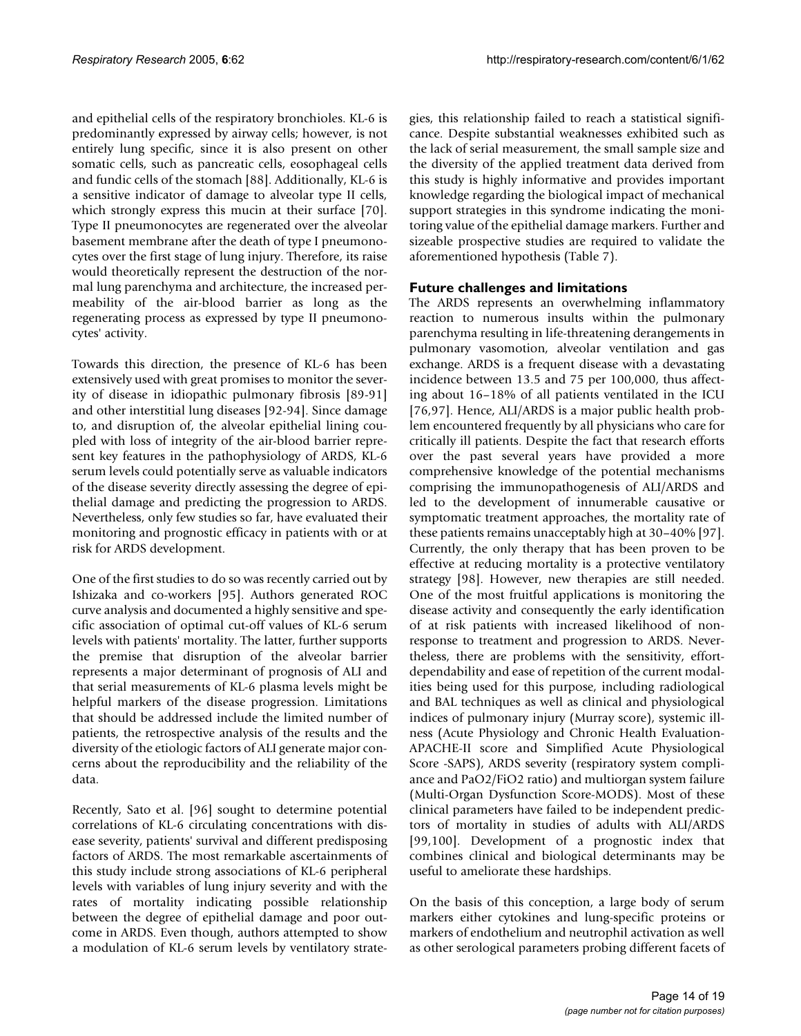and epithelial cells of the respiratory bronchioles. KL-6 is predominantly expressed by airway cells; however, is not entirely lung specific, since it is also present on other somatic cells, such as pancreatic cells, eosophageal cells and fundic cells of the stomach [88]. Additionally, KL-6 is a sensitive indicator of damage to alveolar type II cells, which strongly express this mucin at their surface [70]. Type II pneumonocytes are regenerated over the alveolar basement membrane after the death of type I pneumonocytes over the first stage of lung injury. Therefore, its raise would theoretically represent the destruction of the normal lung parenchyma and architecture, the increased permeability of the air-blood barrier as long as the regenerating process as expressed by type II pneumonocytes' activity.

Towards this direction, the presence of KL-6 has been extensively used with great promises to monitor the severity of disease in idiopathic pulmonary fibrosis [89-91] and other interstitial lung diseases [92-94]. Since damage to, and disruption of, the alveolar epithelial lining coupled with loss of integrity of the air-blood barrier represent key features in the pathophysiology of ARDS, KL-6 serum levels could potentially serve as valuable indicators of the disease severity directly assessing the degree of epithelial damage and predicting the progression to ARDS. Nevertheless, only few studies so far, have evaluated their monitoring and prognostic efficacy in patients with or at risk for ARDS development.

One of the first studies to do so was recently carried out by Ishizaka and co-workers [95]. Authors generated ROC curve analysis and documented a highly sensitive and specific association of optimal cut-off values of KL-6 serum levels with patients' mortality. The latter, further supports the premise that disruption of the alveolar barrier represents a major determinant of prognosis of ALI and that serial measurements of KL-6 plasma levels might be helpful markers of the disease progression. Limitations that should be addressed include the limited number of patients, the retrospective analysis of the results and the diversity of the etiologic factors of ALI generate major concerns about the reproducibility and the reliability of the data.

Recently, Sato et al. [96] sought to determine potential correlations of KL-6 circulating concentrations with disease severity, patients' survival and different predisposing factors of ARDS. The most remarkable ascertainments of this study include strong associations of KL-6 peripheral levels with variables of lung injury severity and with the rates of mortality indicating possible relationship between the degree of epithelial damage and poor outcome in ARDS. Even though, authors attempted to show a modulation of KL-6 serum levels by ventilatory strategies, this relationship failed to reach a statistical significance. Despite substantial weaknesses exhibited such as the lack of serial measurement, the small sample size and the diversity of the applied treatment data derived from this study is highly informative and provides important knowledge regarding the biological impact of mechanical support strategies in this syndrome indicating the monitoring value of the epithelial damage markers. Further and sizeable prospective studies are required to validate the aforementioned hypothesis (Table 7).

## Future challenges and limitations

The ARDS represents an overwhelming inflammatory reaction to numerous insults within the pulmonary parenchyma resulting in life-threatening derangements in pulmonary vasomotion, alveolar ventilation and gas exchange. ARDS is a frequent disease with a devastating incidence between 13.5 and 75 per 100,000, thus affecting about 16–18% of all patients ventilated in the ICU [76,97]. Hence, ALI/ARDS is a major public health problem encountered frequently by all physicians who care for critically ill patients. Despite the fact that research efforts over the past several years have provided a more comprehensive knowledge of the potential mechanisms comprising the immunopathogenesis of ALI/ARDS and led to the development of innumerable causative or symptomatic treatment approaches, the mortality rate of these patients remains unacceptably high at 30–40% [97]. Currently, the only therapy that has been proven to be effective at reducing mortality is a protective ventilatory strategy [98]. However, new therapies are still needed. One of the most fruitful applications is monitoring the disease activity and consequently the early identification of at risk patients with increased likelihood of non-response to treatment and progression to ARDS. Nevertheless, there are problems with the sensitivity, effort-dependability and ease of repetition of the current modalities being used for this purpose, including radiological and BAL techniques as well as clinical and physiological indices of pulmonary injury (Murray score), systemic illness (Acute Physiology and Chronic Health Evaluation-APACHE-II score and Simplified Acute Physiological Score -SAPS), ARDS severity (respiratory system compliance and $PaO_2/FiO_2$ ratio) and multiorgan system failure (Multi-Organ Dysfunction Score-MODS). Most of these clinical parameters have failed to be independent predictors of mortality in studies of adults with ALI/ARDS [99,100]. Development of a prognostic index that combines clinical and biological determinants may be useful to ameliorate these hardships.

On the basis of this conception, a large body of serum markers either cytokines and lung-specific proteins or markers of endothelium and neutrophil activation as well as other serological parameters probing different facets of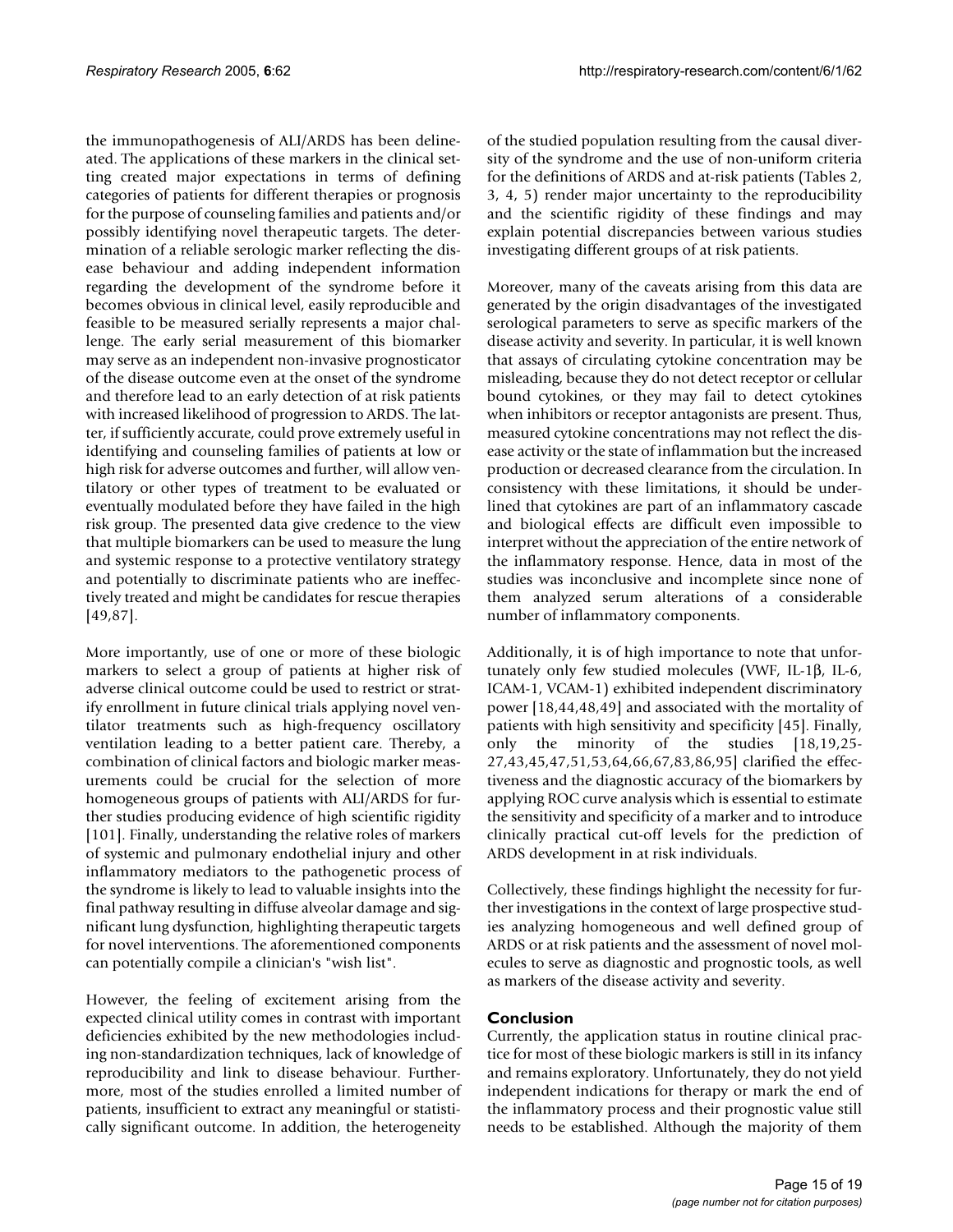the immunopathogenesis of ALI/ARDS has been delineated. The applications of these markers in the clinical setting created major expectations in terms of defining categories of patients for different therapies or prognosis for the purpose of counseling families and patients and/or possibly identifying novel therapeutic targets. The determination of a reliable serologic marker reflecting the disease behaviour and adding independent information regarding the development of the syndrome before it becomes obvious in clinical level, easily reproducible and feasible to be measured serially represents a major challenge. The early serial measurement of this biomarker may serve as an independent non-invasive prognosticator of the disease outcome even at the onset of the syndrome and therefore lead to an early detection of at risk patients with increased likelihood of progression to ARDS. The latter, if sufficiently accurate, could prove extremely useful in identifying and counseling families of patients at low or high risk for adverse outcomes and further, will allow ventilatory or other types of treatment to be evaluated or eventually modulated before they have failed in the high risk group. The presented data give credence to the view that multiple biomarkers can be used to measure the lung and systemic response to a protective ventilatory strategy and potentially to discriminate patients who are ineffectively treated and might be candidates for rescue therapies [49,87].

More importantly, use of one or more of these biologic markers to select a group of patients at higher risk of adverse clinical outcome could be used to restrict or stratify enrollment in future clinical trials applying novel ventilator treatments such as high-frequency oscillatory ventilation leading to a better patient care. Thereby, a combination of clinical factors and biologic marker measurements could be crucial for the selection of more homogeneous groups of patients with ALI/ARDS for further studies producing evidence of high scientific rigidity [101]. Finally, understanding the relative roles of markers of systemic and pulmonary endothelial injury and other inflammatory mediators to the pathogenetic process of the syndrome is likely to lead to valuable insights into the final pathway resulting in diffuse alveolar damage and significant lung dysfunction, highlighting therapeutic targets for novel interventions. The aforementioned components can potentially compile a clinician's "wish list".

However, the feeling of excitement arising from the expected clinical utility comes in contrast with important deficiencies exhibited by the new methodologies including non-standardization techniques, lack of knowledge of reproducibility and link to disease behaviour. Furthermore, most of the studies enrolled a limited number of patients, insufficient to extract any meaningful or statistically significant outcome. In addition, the heterogeneity of the studied population resulting from the causal diversity of the syndrome and the use of non-uniform criteria for the definitions of ARDS and at-risk patients (Tables 2, 3, 4, 5) render major uncertainty to the reproducibility and the scientific rigidity of these findings and may explain potential discrepancies between various studies investigating different groups of at risk patients.

Moreover, many of the caveats arising from this data are generated by the origin disadvantages of the investigated serological parameters to serve as specific markers of the disease activity and severity. In particular, it is well known that assays of circulating cytokine concentration may be misleading, because they do not detect receptor or cellular bound cytokines, or they may fail to detect cytokines when inhibitors or receptor antagonists are present. Thus, measured cytokine concentrations may not reflect the disease activity or the state of inflammation but the increased production or decreased clearance from the circulation. In consistency with these limitations, it should be underlined that cytokines are part of an inflammatory cascade and biological effects are difficult even impossible to interpret without the appreciation of the entire network of the inflammatory response. Hence, data in most of the studies was inconclusive and incomplete since none of them analyzed serum alterations of a considerable number of inflammatory components.

Additionally, it is of high importance to note that unfortunately only few studied molecules (VWF, IL-1β, IL-6, ICAM-1, VCAM-1) exhibited independent discriminatory power [18,44,48,49] and associated with the mortality of patients with high sensitivity and specificity [45]. Finally, only the minority of the studies [18,19,25-27,43,45,47,51,53,64,66,67,83,86,95] clarified the effectiveness and the diagnostic accuracy of the biomarkers by applying ROC curve analysis which is essential to estimate the sensitivity and specificity of a marker and to introduce clinically practical cut-off levels for the prediction of ARDS development in at risk individuals.

Collectively, these findings highlight the necessity for further investigations in the context of large prospective studies analyzing homogeneous and well defined group of ARDS or at risk patients and the assessment of novel molecules to serve as diagnostic and prognostic tools, as well as markers of the disease activity and severity.

## Conclusion

Currently, the application status in routine clinical practice for most of these biologic markers is still in its infancy and remains exploratory. Unfortunately, they do not yield independent indications for therapy or mark the end of the inflammatory process and their prognostic value still needs to be established. Although the majority of them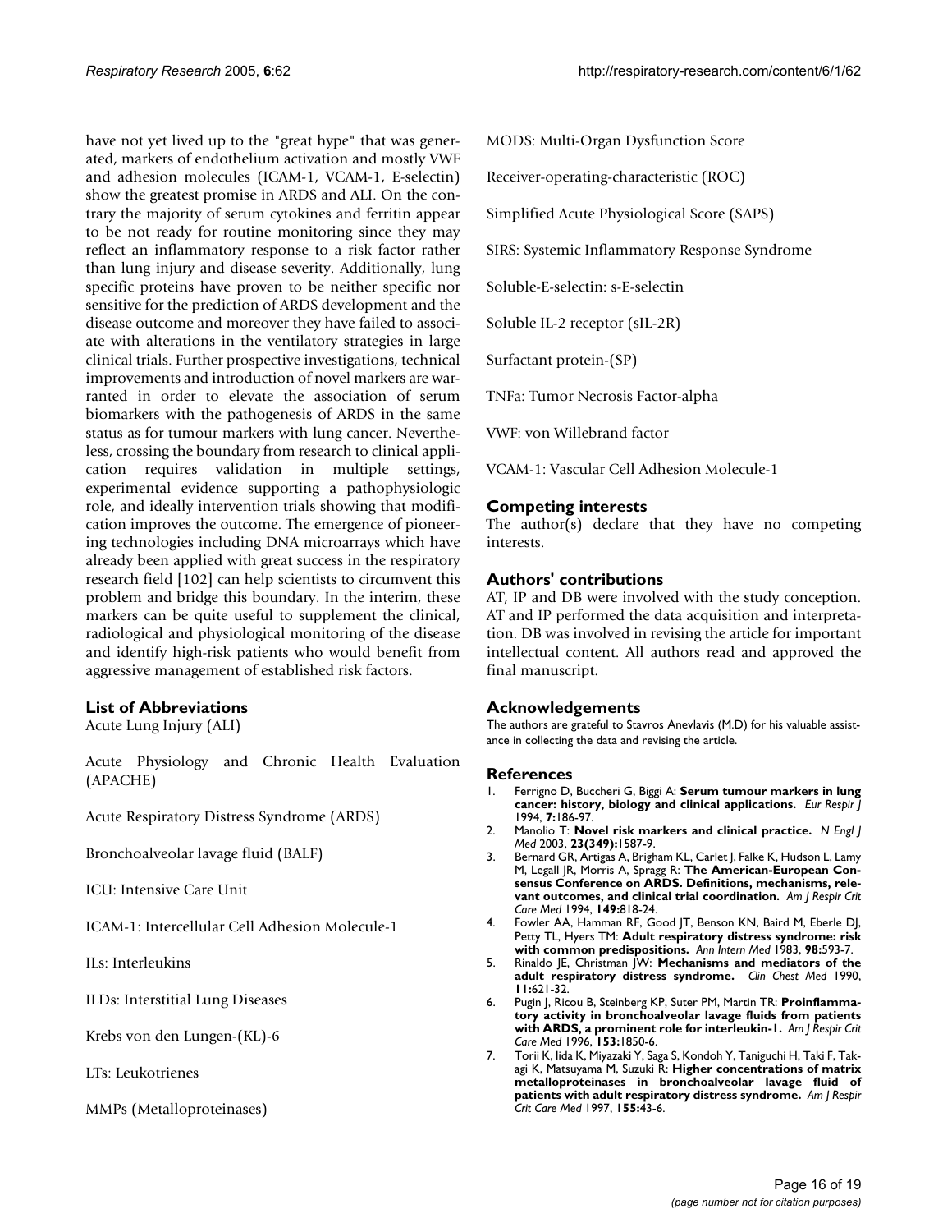have not yet lived up to the "great hype" that was generated, markers of endothelium activation and mostly VWF and adhesion molecules (ICAM-1, VCAM-1, E-selectin) show the greatest promise in ARDS and ALI. On the contrary the majority of serum cytokines and ferritin appear to be not ready for routine monitoring since they may reflect an inflammatory response to a risk factor rather than lung injury and disease severity. Additionally, lung specific proteins have proven to be neither specific nor sensitive for the prediction of ARDS development and the disease outcome and moreover they have failed to associate with alterations in the ventilatory strategies in large clinical trials. Further prospective investigations, technical improvements and introduction of novel markers are warranted in order to elevate the association of serum biomarkers with the pathogenesis of ARDS in the same status as for tumour markers with lung cancer. Nevertheless, crossing the boundary from research to clinical application requires validation in multiple settings, experimental evidence supporting a pathophysiologic role, and ideally intervention trials showing that modification improves the outcome. The emergence of pioneering technologies including DNA microarrays which have already been applied with great success in the respiratory research field [102] can help scientists to circumvent this problem and bridge this boundary. In the interim, these markers can be quite useful to supplement the clinical, radiological and physiological monitoring of the disease and identify high-risk patients who would benefit from aggressive management of established risk factors.

## List of Abbreviations

Acute Lung Injury (ALI)

Acute Physiology and Chronic Health Evaluation (APACHE)

Acute Respiratory Distress Syndrome (ARDS)

Bronchoalveolar lavage fluid (BALF)

ICU: Intensive Care Unit

ICAM-1: Intercellular Cell Adhesion Molecule-1

ILs: Interleukins

ILDs: Interstitial Lung Diseases

Krebs von den Lungen-(KL)-6

LTs: Leukotrienes

MMPs (Metalloproteinases)

MODS: Multi-Organ Dysfunction Score

Receiver-operating-characteristic (ROC)

Simplified Acute Physiological Score (SAPS)

SIRS: Systemic Inflammatory Response Syndrome

Soluble-E-selectin: s-E-selectin

Soluble IL-2 receptor (sIL-2R)

Surfactant protein-(SP)

TNFa: Tumor Necrosis Factor-alpha

VWF: von Willebrand factor

VCAM-1: Vascular Cell Adhesion Molecule-1

## Competing interests

The author(s) declare that they have no competing interests.

## Authors' contributions

AT, IP and DB were involved with the study conception. AT and IP performed the data acquisition and interpretation. DB was involved in revising the article for important intellectual content. All authors read and approved the final manuscript.

## Acknowledgements

The authors are grateful to Stavros Anevlavis (M.D) for his valuable assistance in collecting the data and revising the article.

## References

1. Ferrigno D, Buccheri G, Biggi A: **Serum tumour markers in lung cancer: history, biology and clinical applications.** *Eur Respir J* 1994, **7:**186-97.
2. Manolio T: **Novel risk markers and clinical practice.** *N Engl J Med* 2003, **23(349):**1587-9.
3. Bernard GR, Artigas A, Brigham KL, Carlet J, Falke K, Hudson L, Lamy M, Legall JR, Morris A, Spragg R: **The American-European Consensus Conference on ARDS. Definitions, mechanisms, relevant outcomes, and clinical trial coordination.** *Am J Respir Crit Care Med* 1994, **149:**818-24.
4. Fowler AA, Hamman RF, Good JT, Benson KN, Baird M, Eberle DJ, Petty TL, Hyers TM: **Adult respiratory distress syndrome: risk with common predispositions.** *Ann Intern Med* 1983, **98:**593-7.
5. Rinaldo JE, Christman JW: **Mechanisms and mediators of the adult respiratory distress syndrome.** *Clin Chest Med* 1990, **11:**621-32.
6. Pugin J, Ricou B, Steinberg KP, Suter PM, Martin TR: **Proinflammatory activity in bronchoalveolar lavage fluids from patients with ARDS, a prominent role for interleukin-1.** *Am J Respir Crit Care Med* 1996, **153:**1850-6.
7. Torii K, Iida K, Miyazaki Y, Saga S, Kondoh Y, Taniguchi H, Taki F, Takagi K, Matsuyama M, Suzuki R: **Higher concentrations of matrix metalloproteinases in bronchoalveolar lavage fluid of patients with adult respiratory distress syndrome.** *Am J Respir Crit Care Med* 1997, **155:**43-6.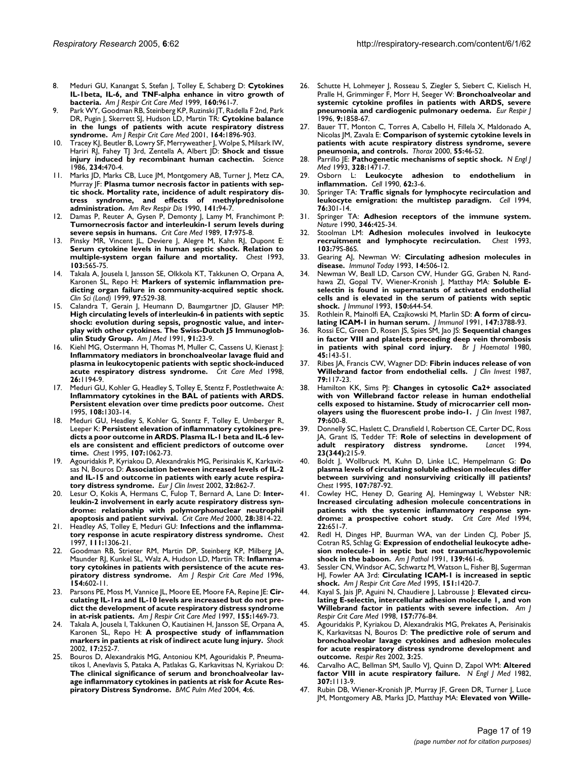8. Meduri GU, Kanangat S, Stefan J, Tolley E, Schaberg D: **Cytokines IL-1beta, IL-6, and TNF-alpha enhance in vitro growth of bacteria.** *Am J Respir Crit Care Med* 1999, **160:**961-7.
9. Park WY, Goodman RB, Steinberg KP, Ruzinski JT, Radella F 2nd, Park DR, Pugin J, Skerrett SJ, Hudson LD, Martin TR: **Cytokine balance in the lungs of patients with acute respiratory distress syndrome.** *Am J Respir Crit Care Med* 2001, **164:**1896-903.
10. Tracey KJ, Beutler B, Lowry SF, Merryweather J, Wolpe S, Milsark IW, Hariri RJ, Fahey TJ 3rd, Zentella A, Albert JD: **Shock and tissue injury induced by recombinant human cachectin.** *Science* 1986, **234:**470-4.
11. Marks JD, Marks CB, Luce JM, Montgomery AB, Turner J, Metz CA, Murray JF: **Plasma tumor necrosis factor in patients with septic shock. Mortality rate, incidence of adult respiratory distress syndrome, and effects of methylprednisolone administration.** *Am Rev Respir Dis* 1990, **141:**94-7.
12. Damas P, Reuter A, Gysen P, Demonty J, Lamy M, Franchimont P: **Tumornecrosis factor and interleukin-1 serum levels during severe sepsis in humans.** *Crit Care Med* 1989, **17:**975-8.
13. Pinsky MR, Vincent JL, Deviere J, Alegre M, Kahn RJ, Dupont E: **Serum cytokine levels in human septic shock. Relation to multiple-system organ failure and mortality.** *Chest* 1993, **103:**565-75.
14. Takala A, Jousela I, Jansson SE, Olkkola KT, Takkunen O, Orpana A, Karonen SL, Repo H: **Markers of systemic inflammation predicting organ failure in community-acquired septic shock.** *Clin Sci (Lond)* 1999, **97:**529-38.
15. Calandra T, Gerain J, Heumann D, Baumgartner JD, Glauser MP: **High circulating levels of interleukin-6 in patients with septic shock: evolution during sepsis, prognostic value, and interplay with other cytokines. The Swiss-Dutch J5 Immunoglobulin Study Group.** *Am J Med* 1991, **91:**23-9.
16. Kiehl MG, Ostermann H, Thomas M, Muller C, Cassens U, Kienast J: **Inflammatory mediators in bronchoalveolar lavage fluid and plasma in leukocytopenic patients with septic shock-induced acute respiratory distress syndrome.** *Crit Care Med* 1998, **26:**1194-9.
17. Meduri GU, Kohler G, Headley S, Tolley E, Stentz F, Postlethwaite A: **Inflammatory cytokines in the BAL of patients with ARDS. Persistent elevation over time predicts poor outcome.** *Chest* 1995, **108:**1303-14.
18. Meduri GU, Headley S, Kohler G, Stentz F, Tolley E, Umberger R, Leeper K: **Persistent elevation of inflammatory cytokines predicts a poor outcome in ARDS. Plasma IL-1 beta and IL-6 levels are consistent and efficient predictors of outcome over time.** *Chest* 1995, **107:**1062-73.
19. Agouridakis P, Kyriakou D, Alexandrakis MG, Perisinakis K, Karkavitsas N, Bouros D: **Association between increased levels of IL-2 and IL-15 and outcome in patients with early acute respiratory distress syndrome.** *Eur J Clin Invest* 2002, **32:**862-7.
20. Lesur O, Kokis A, Hermans C, Fulop T, Bernard A, Lane D: **Interleukin-2 involvement in early acute respiratory distress syndrome: relationship with polymorphonuclear neutrophil apoptosis and patient survival.** *Crit Care Med* 2000, **28:**3814-22.
21. Headley AS, Tolley E, Meduri GU: **Infections and the inflammatory response in acute respiratory distress syndrome.** *Chest* 1997, **111:**1306-21.
22. Goodman RB, Strieter RM, Martin DP, Steinberg KP, Milberg JA, Maunder RJ, Kunkel SL, Walz A, Hudson LD, Martin TR: **Inflammatory cytokines in patients with persistence of the acute respiratory distress syndrome.** *Am J Respir Crit Care Med* 1996, **154:**602-11.
23. Parsons PE, Moss M, Vannice JL, Moore EE, Moore FA, Repine JE: **Circulating IL-1ra and IL-10 levels are increased but do not predict the development of acute respiratory distress syndrome in at-risk patients.** *Am J Respir Crit Care Med* 1997, **155:**1469-73.
24. Takala A, Jousela I, Takkunen O, Kautiainen H, Jansson SE, Orpana A, Karonen SL, Repo H: **A prospective study of inflammation markers in patients at risk of indirect acute lung injury.** *Shock* 2002, **17:**252-7.
25. Bouros D, Alexandrakis MG, Antoniou KM, Agouridakis P, Pneumatikos I, Anevlavis S, Pataka A, Patlakas G, Karkavitsas N, Kyriakou D: **The clinical significance of serum and bronchoalveolar lavage inflammatory cytokines in patients at risk for Acute Respiratory Distress Syndrome.** *BMC Pulm Med* 2004, **4:**6.
26. Schutte H, Lohmeyer J, Rosseau S, Ziegler S, Siebert C, Kielisch H, Pralle H, Grimminger F, Morr H, Seeger W: **Bronchoalveolar and systemic cytokine profiles in patients with ARDS, severe pneumonia and cardiogenic pulmonary oedema.** *Eur Respir J* 1996, **9:**1858-67.
27. Bauer TT, Monton C, Torres A, Cabello H, Fillela X, Maldonado A, Nicolas JM, Zavala E: **Comparison of systemic cytokine levels in patients with acute respiratory distress syndrome, severe pneumonia, and controls.** *Thorax* 2000, **55:**46-52.
28. Parrillo JE: **Pathogenetic mechanisms of septic shock.** *N Engl J Med* 1993, **328:**1471-7.
29. Osborn L: **Leukocyte adhesion to endothelium in inflammation.** *Cell* 1990, **62:**3-6.
30. Springer TA: **Traffic signals for lymphocyte recirculation and leukocyte emigration: the multistep paradigm.** *Cell* 1994, **76:**301-14.
31. Springer TA: **Adhesion receptors of the immune system.** *Nature* 1990, **346:**425-34.
32. Stoolman LM: **Adhesion molecules involved in leukocyte recruitment and lymphocyte recirculation.** *Chest* 1993, **103:**79S-86S.
33. Gearing AJ, Newman W: **Circulating adhesion molecules in disease.** *Immunol Today* 1993, **14:**506-12.
34. Newman W, Beall LD, Carson CW, Hunder GG, Graben N, Randhawa ZI, Gopal TV, Wiener-Kronish J, Matthay MA: **Soluble E-selectin is found in supernatants of activated endothelial cells and is elevated in the serum of patients with septic shock.** *J Immunol* 1993, **150:**644-54.
35. Rothlein R, Mainolfi EA, Czajkowski M, Marlin SD: **A form of circulating ICAM-1 in human serum.** *J Immunol* 1991, **147:**3788-93.
36. Rossi EC, Green D, Rosen JS, Spies SM, Jao JS: **Sequential changes in factor VIII and platelets preceding deep vein thrombosis in patients with spinal cord injury.** *Br J Haematol* 1980, **45:**143-51.
37. Ribes JA, Francis CW, Wagner DD: **Fibrin induces release of von Willebrand factor from endothelial cells.** *J Clin Invest* 1987, **79:**117-23.
38. Hamilton KK, Sims PJ: **Changes in cytosolic Ca2+ associated with von Willebrand factor release in human endothelial cells exposed to histamine. Study of microcarrier cell monolayers using the fluorescent probe indo-1.** *J Clin Invest* 1987, **79:**600-8.
39. Donnelly SC, Haslett C, Dransfield I, Robertson CE, Carter DC, Ross JA, Grant IS, Tedder TF: **Role of selectins in development of adult respiratory distress syndrome.** *Lancet* 1994, **23(344):**215-9.
40. Boldt J, Wollbruck M, Kuhn D, Linke LC, Hempelmann G: **Do plasma levels of circulating soluble adhesion molecules differ between surviving and nonsurviving critically ill patients?** *Chest* 1995, **107:**787-92.
41. Cowley HC, Heney D, Gearing AJ, Hemingway I, Webster NR: **Increased circulating adhesion molecule concentrations in patients with the systemic inflammatory response syndrome: a prospective cohort study.** *Crit Care Med* 1994, **22:**651-7.
42. Redl H, Dinges HP, Buurman WA, van der Linden CJ, Pober JS, Cotran RS, Schlag G: **Expression of endothelial leukocyte adhesion molecule-1 in septic but not traumatic/hypovolemic shock in the baboon.** *Am J Pathol* 1991, **139:**461-6.
43. Sessler CN, Windsor AC, Schwartz M, Watson L, Fisher BJ, Sugerman HJ, Fowler AA 3rd: **Circulating ICAM-1 is increased in septic shock.** *Am J Respir Crit Care Med* 1995, **151:**1420-7.
44. Kayal S, Jais JP, Aguini N, Chaudiere J, Labrousse J: **Elevated circulating E-selectin, intercellular adhesion molecule 1, and von Willebrand factor in patients with severe infection.** *Am J Respir Crit Care Med* 1998, **157:**776-84.
45. Agouridakis P, Kyriakou D, Alexandrakis MG, Prekates A, Perisinakis K, Karkavitsas N, Bouros D: **The predictive role of serum and bronchoalveolar lavage cytokines and adhesion molecules for acute respiratory distress syndrome development and outcome.** *Respir Res* 2002, **3:**25.
46. Carvalho AC, Bellman SM, Saullo VJ, Quinn D, Zapol WM: **Altered factor VIII in acute respiratory failure.** *N Engl J Med* 1982, **307:**1113-9.
47. Rubin DB, Wiener-Kronish JP, Murray JF, Green DR, Turner J, Luce JM, Montgomery AB, Marks JD, Matthay MA: **Elevated von Wille-**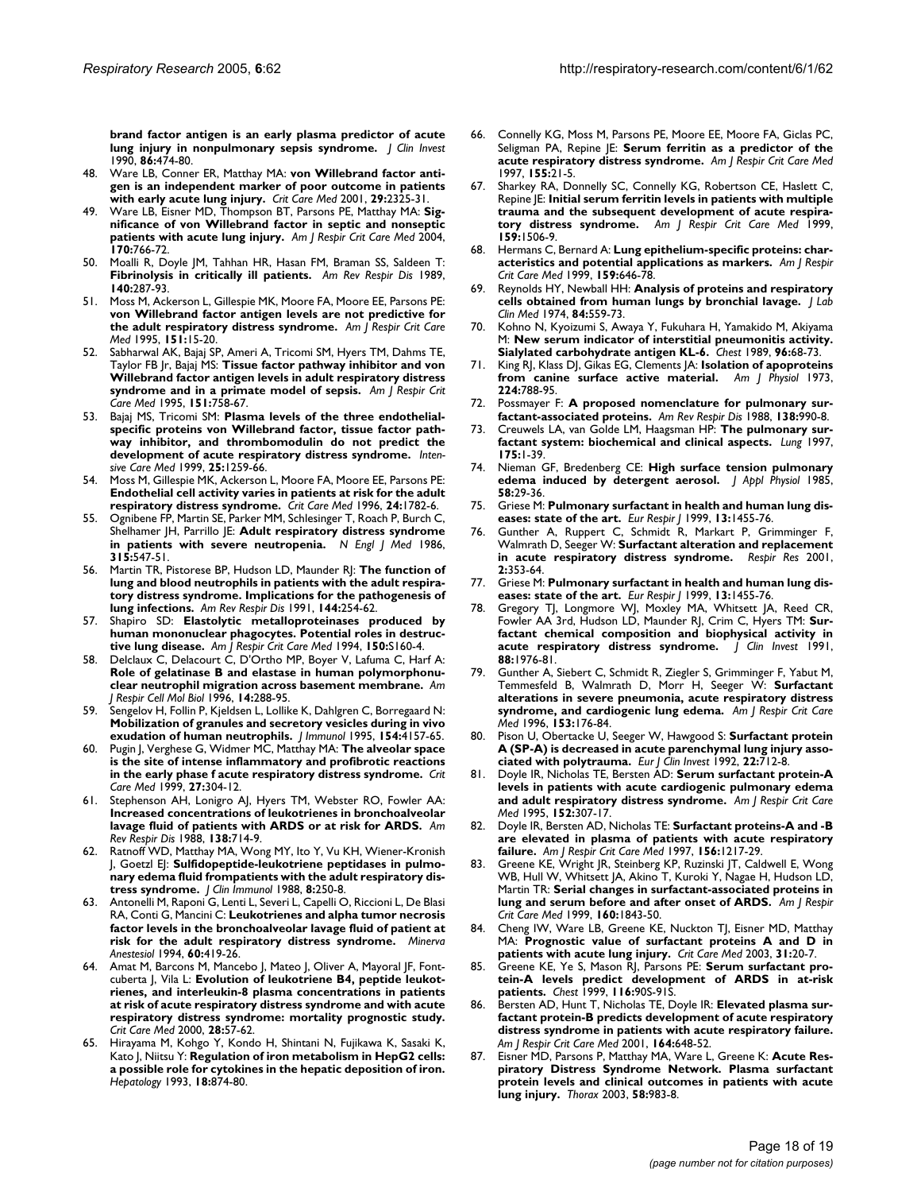**brand factor antigen is an early plasma predictor of acute lung injury in nonpulmonary sepsis syndrome.** *J Clin Invest* 1990, **86:**474-80.

48. Ware LB, Conner ER, Matthay MA: **von Willebrand factor antigen is an independent marker of poor outcome in patients with early acute lung injury.** *Crit Care Med* 2001, **29:**2325-31.
49. Ware LB, Eisner MD, Thompson BT, Parsons PE, Matthay MA: **Significance of von Willebrand factor in septic and nonseptic patients with acute lung injury.** *Am J Respir Crit Care Med* 2004, **170:**766-72.
50. Moalli R, Doyle JM, Tahhan HR, Hasan FM, Braman SS, Saldeen T: **Fibrinolysis in critically ill patients.** *Am Rev Respir Dis* 1989, **140:**287-93.
51. Moss M, Ackerson L, Gillespie MK, Moore FA, Moore EE, Parsons PE: **von Willebrand factor antigen levels are not predictive for the adult respiratory distress syndrome.** *Am J Respir Crit Care Med* 1995, **151:**15-20.
52. Sabharwal AK, Bajaj SP, Ameri A, Tricomi SM, Hyers TM, Dahms TE, Taylor FB Jr, Bajaj MS: **Tissue factor pathway inhibitor and von Willebrand factor antigen levels in adult respiratory distress syndrome and in a primate model of sepsis.** *Am J Respir Crit Care Med* 1995, **151:**758-67.
53. Bajaj MS, Tricomi SM: **Plasma levels of the three endothelial-specific proteins von Willebrand factor, tissue factor pathway inhibitor, and thrombomodulin do not predict the development of acute respiratory distress syndrome.** *Intensive Care Med* 1999, **25:**1259-66.
54. Moss M, Gillespie MK, Ackerson L, Moore FA, Moore EE, Parsons PE: **Endothelial cell activity varies in patients at risk for the adult respiratory distress syndrome.** *Crit Care Med* 1996, **24:**1782-6.
55. Ognibene FP, Martin SE, Parker MM, Schlesinger T, Roach P, Burch C, Shelhamer JH, Parrillo JE: **Adult respiratory distress syndrome in patients with severe neutropenia.** *N Engl J Med* 1986, **315:**547-51.
56. Martin TR, Pistorese BP, Hudson LD, Maunder RJ: **The function of lung and blood neutrophils in patients with the adult respiratory distress syndrome. Implications for the pathogenesis of lung infections.** *Am Rev Respir Dis* 1991, **144:**254-62.
57. Shapiro SD: **Elastolytic metalloproteinases produced by human mononuclear phagocytes. Potential roles in destructive lung disease.** *Am J Respir Crit Care Med* 1994, **150:**S160-4.
58. Delclaux C, Delacourt C, D'Ortho MP, Boyer V, Lafuma C, Harf A: **Role of gelatinase B and elastase in human polymorphonuclear neutrophil migration across basement membrane.** *Am J Respir Cell Mol Biol* 1996, **14:**288-95.
59. Sengelov H, Follin P, Kjeldsen L, Lollike K, Dahlgren C, Borregaard N: **Mobilization of granules and secretory vesicles during in vivo exudation of human neutrophils.** *J Immunol* 1995, **154:**4157-65.
60. Pugin J, Verghese G, Widmer MC, Matthay MA: **The alveolar space is the site of intense inflammatory and profibrotic reactions in the early phase f acute respiratory distress syndrome.** *Crit Care Med* 1999, **27:**304-12.
61. Stephenson AH, Lonigro AJ, Hyers TM, Webster RO, Fowler AA: **Increased concentrations of leukotrienes in bronchoalveolar lavage fluid of patients with ARDS or at risk for ARDS.** *Am Rev Respir Dis* 1988, **138:**714-9.
62. Ratnoff WD, Matthay MA, Wong MY, Ito Y, Vu KH, Wiener-Kronish J, Goetzl EJ: **Sulfidopeptide-leukotriene peptidases in pulmonary edema fluid frompatients with the adult respiratory distress syndrome.** *J Clin Immunol* 1988, **8:**250-8.
63. Antonelli M, Raponi G, Lenti L, Severi L, Capelli O, Riccioni L, De Blasi RA, Conti G, Mancini C: **Leukotrienes and alpha tumor necrosis factor levels in the bronchoalveolar lavage fluid of patient at risk for the adult respiratory distress syndrome.** *Minerva Anestesiol* 1994, **60:**419-26.
64. Amat M, Barcons M, Mancebo J, Mateo J, Oliver A, Mayoral JF, Fontcuberta J, Vila L: **Evolution of leukotriene B4, peptide leukotrienes, and interleukin-8 plasma concentrations in patients at risk of acute respiratory distress syndrome and with acute respiratory distress syndrome: mortality prognostic study.** *Crit Care Med* 2000, **28:**57-62.
65. Hirayama M, Kohgo Y, Kondo H, Shintani N, Fujikawa K, Sasaki K, Kato J, Niitsu Y: **Regulation of iron metabolism in HepG2 cells: a possible role for cytokines in the hepatic deposition of iron.** *Hepatology* 1993, **18:**874-80.
66. Connelly KG, Moss M, Parsons PE, Moore EE, Moore FA, Giclas PC, Seligman PA, Repine JE: **Serum ferritin as a predictor of the acute respiratory distress syndrome.** *Am J Respir Crit Care Med* 1997, **155:**21-5.
67. Sharkey RA, Donnelly SC, Connelly KG, Robertson CE, Haslett C, Repine JE: **Initial serum ferritin levels in patients with multiple trauma and the subsequent development of acute respiratory distress syndrome.** *Am J Respir Crit Care Med* 1999, **159:**1506-9.
68. Hermans C, Bernard A: **Lung epithelium-specific proteins: characteristics and potential applications as markers.** *Am J Respir Crit Care Med* 1999, **159:**646-78.
69. Reynolds HY, Newball HH: **Analysis of proteins and respiratory cells obtained from human lungs by bronchial lavage.** *J Lab Clin Med* 1974, **84:**559-73.
70. Kohno N, Kyoizumi S, Awaya Y, Fukuhara H, Yamakido M, Akiyama M: **New serum indicator of interstitial pneumonitis activity. Sialylated carbohydrate antigen KL-6.** *Chest* 1989, **96:**68-73.
71. King RJ, Klass DJ, Gikas EG, Clements JA: **Isolation of apoproteins from canine surface active material.** *Am J Physiol* 1973, **224:**788-95.
72. Possmayer F: **A proposed nomenclature for pulmonary surfactant-associated proteins.** *Am Rev Respir Dis* 1988, **138:**990-8.
73. Creuwels LA, van Golde LM, Haagsman HP: **The pulmonary surfactant system: biochemical and clinical aspects.** *Lung* 1997, **175:**1-39.
74. Nieman GF, Bredenberg CE: **High surface tension pulmonary edema induced by detergent aerosol.** *J Appl Physiol* 1985, **58:**29-36.
75. Griese M: **Pulmonary surfactant in health and human lung diseases: state of the art.** *Eur Respir J* 1999, **13:**1455-76.
76. Gunther A, Ruppert C, Schmidt R, Markart P, Grimminger F, Walmrath D, Seeger W: **Surfactant alteration and replacement in acute respiratory distress syndrome.** *Respir Res* 2001, **2:**353-64.
77. Griese M: **Pulmonary surfactant in health and human lung diseases: state of the art.** *Eur Respir J* 1999, **13:**1455-76.
78. Gregory TJ, Longmore WJ, Moxley MA, Whitsett JA, Reed CR, Fowler AA 3rd, Hudson LD, Maunder RJ, Crim C, Hyers TM: **Surfactant chemical composition and biophysical activity in acute respiratory distress syndrome.** *J Clin Invest* 1991, **88:**1976-81.
79. Gunther A, Siebert C, Schmidt R, Ziegler S, Grimminger F, Yabut M, Temmesfeld B, Walmrath D, Morr H, Seeger W: **Surfactant alterations in severe pneumonia, acute respiratory distress syndrome, and cardiogenic lung edema.** *Am J Respir Crit Care Med* 1996, **153:**176-84.
80. Pison U, Obertacke U, Seeger W, Hawgood S: **Surfactant protein A (SP-A) is decreased in acute parenchymal lung injury associated with polytrauma.** *Eur J Clin Invest* 1992, **22:**712-8.
81. Doyle IR, Nicholas TE, Bersten AD: **Serum surfactant protein-A levels in patients with acute cardiogenic pulmonary edema and adult respiratory distress syndrome.** *Am J Respir Crit Care Med* 1995, **152:**307-17.
82. Doyle IR, Bersten AD, Nicholas TE: **Surfactant proteins-A and -B are elevated in plasma of patients with acute respiratory failure.** *Am J Respir Crit Care Med* 1997, **156:**1217-29.
83. Greene KE, Wright JR, Steinberg KP, Ruzinski JT, Caldwell E, Wong WB, Hull W, Whitsett JA, Akino T, Kuroki Y, Nagae H, Hudson LD, Martin TR: **Serial changes in surfactant-associated proteins in lung and serum before and after onset of ARDS.** *Am J Respir Crit Care Med* 1999, **160:**1843-50.
84. Cheng IW, Ware LB, Greene KE, Nuckton TJ, Eisner MD, Matthay MA: **Prognostic value of surfactant proteins A and D in patients with acute lung injury.** *Crit Care Med* 2003, **31:**20-7.
85. Greene KE, Ye S, Mason RJ, Parsons PE: **Serum surfactant protein-A levels predict development of ARDS in at-risk patients.** *Chest* 1999, **116:**90S-91S.
86. Bersten AD, Hunt T, Nicholas TE, Doyle IR: **Elevated plasma surfactant protein-B predicts development of acute respiratory distress syndrome in patients with acute respiratory failure.** *Am J Respir Crit Care Med* 2001, **164:**648-52.
87. Eisner MD, Parsons P, Matthay MA, Ware L, Greene K: **Acute Respiratory Distress Syndrome Network. Plasma surfactant protein levels and clinical outcomes in patients with acute lung injury.** *Thorax* 2003, **58:**983-8.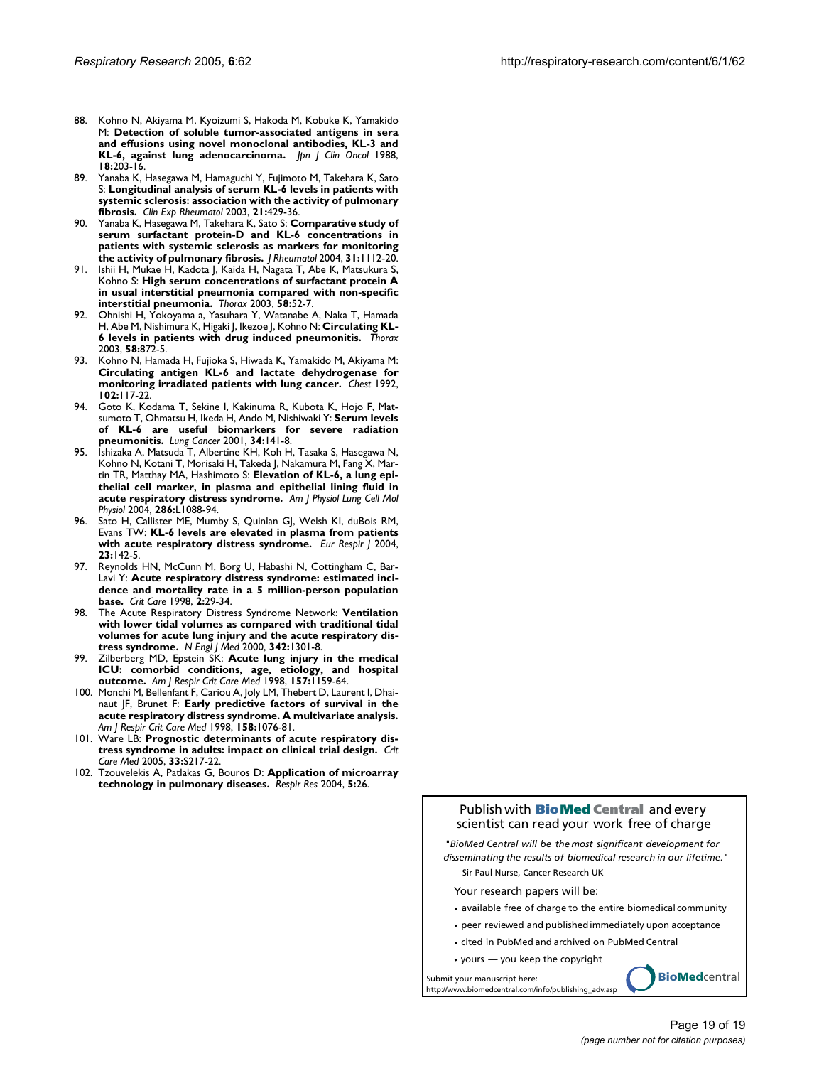88. Kohno N, Akiyama M, Kyoizumi S, Hakoda M, Kobuke K, Yamakido M: **Detection of soluble tumor-associated antigens in sera and effusions using novel monoclonal antibodies, KL-3 and KL-6, against lung adenocarcinoma.** *Jpn J Clin Oncol* 1988, **18:**203-16.
89. Yanaba K, Hasegawa M, Hamaguchi Y, Fujimoto M, Takehara K, Sato S: **Longitudinal analysis of serum KL-6 levels in patients with systemic sclerosis: association with the activity of pulmonary fibrosis.** *Clin Exp Rheumatol* 2003, **21:**429-36.
90. Yanaba K, Hasegawa M, Takehara K, Sato S: **Comparative study of serum surfactant protein-D and KL-6 concentrations in patients with systemic sclerosis as markers for monitoring the activity of pulmonary fibrosis.** *J Rheumatol* 2004, **31:**1112-20.
91. Ishii H, Mukae H, Kadota J, Kaida H, Nagata T, Abe K, Matsukura S, Kohno S: **High serum concentrations of surfactant protein A in usual interstitial pneumonia compared with non-specific interstitial pneumonia.** *Thorax* 2003, **58:**52-7.
92. Ohnishi H, Yokoyama a, Yasuhara Y, Watanabe A, Naka T, Hamada H, Abe M, Nishimura K, Higaki J, Ikezoe J, Kohno N: **Circulating KL-6 levels in patients with drug induced pneumonitis.** *Thorax* 2003, **58:**872-5.
93. Kohno N, Hamada H, Fujioka S, Hiwada K, Yamakido M, Akiyama M: **Circulating antigen KL-6 and lactate dehydrogenase for monitoring irradiated patients with lung cancer.** *Chest* 1992, **102:**117-22.
94. Goto K, Kodama T, Sekine I, Kakinuma R, Kubota K, Hojo F, Matsumoto T, Ohmatsu H, Ikeda H, Ando M, Nishiwaki Y: **Serum levels of KL-6 are useful biomarkers for severe radiation pneumonitis.** *Lung Cancer* 2001, **34:**141-8.
95. Ishizaka A, Matsuda T, Albertine KH, Koh H, Tasaka S, Hasegawa N, Kohno N, Kotani T, Morisaki H, Takeda J, Nakamura M, Fang X, Martin TR, Matthay MA, Hashimoto S: **Elevation of KL-6, a lung epithelial cell marker, in plasma and epithelial lining fluid in acute respiratory distress syndrome.** *Am J Physiol Lung Cell Mol Physiol* 2004, **286:**L1088-94.
96. Sato H, Callister ME, Mumby S, Quinlan GJ, Welsh KI, duBois RM, Evans TW: **KL-6 levels are elevated in plasma from patients with acute respiratory distress syndrome.** *Eur Respir J* 2004, **23:**142-5.
97. Reynolds HN, McCunn M, Borg U, Habashi N, Cottingham C, Bar-Lavi Y: **Acute respiratory distress syndrome: estimated incidence and mortality rate in a 5 million-person population base.** *Crit Care* 1998, **2:**29-34.
98. The Acute Respiratory Distress Syndrome Network: **Ventilation with lower tidal volumes as compared with traditional tidal volumes for acute lung injury and the acute respiratory distress syndrome.** *N Engl J Med* 2000, **342:**1301-8.
99. Zilberberg MD, Epstein SK: **Acute lung injury in the medical ICU: comorbid conditions, age, etiology, and hospital outcome.** *Am J Respir Crit Care Med* 1998, **157:**1159-64.
100. Monchi M, Bellenfant F, Cariou A, Joly LM, Thebert D, Laurent I, Dhainaut JF, Brunet F: **Early predictive factors of survival in the acute respiratory distress syndrome. A multivariate analysis.** *Am J Respir Crit Care Med* 1998, **158:**1076-81.
101. Ware LB: **Prognostic determinants of acute respiratory distress syndrome in adults: impact on clinical trial design.** *Crit Care Med* 2005, **33:**S217-22.
102. Tzouvelekis A, Patlakas G, Bouros D: **Application of microarray technology in pulmonary diseases.** *Respir Res* 2004, **5:**26.

Publish with **BioMed Central** and every scientist can read your work free of charge

*"BioMed Central will be the most significant development for disseminating the results of biomedical research in our lifetime."*

Sir Paul Nurse, Cancer Research UK

Your research papers will be:

- available free of charge to the entire biomedical community
- peer reviewed and published immediately upon acceptance
- cited in PubMed and archived on PubMed Central
- yours — you keep the copyright

Submit your manuscript here:
http://www.biomedcentral.com/info/publishing_adv.asp

**BioMed**central